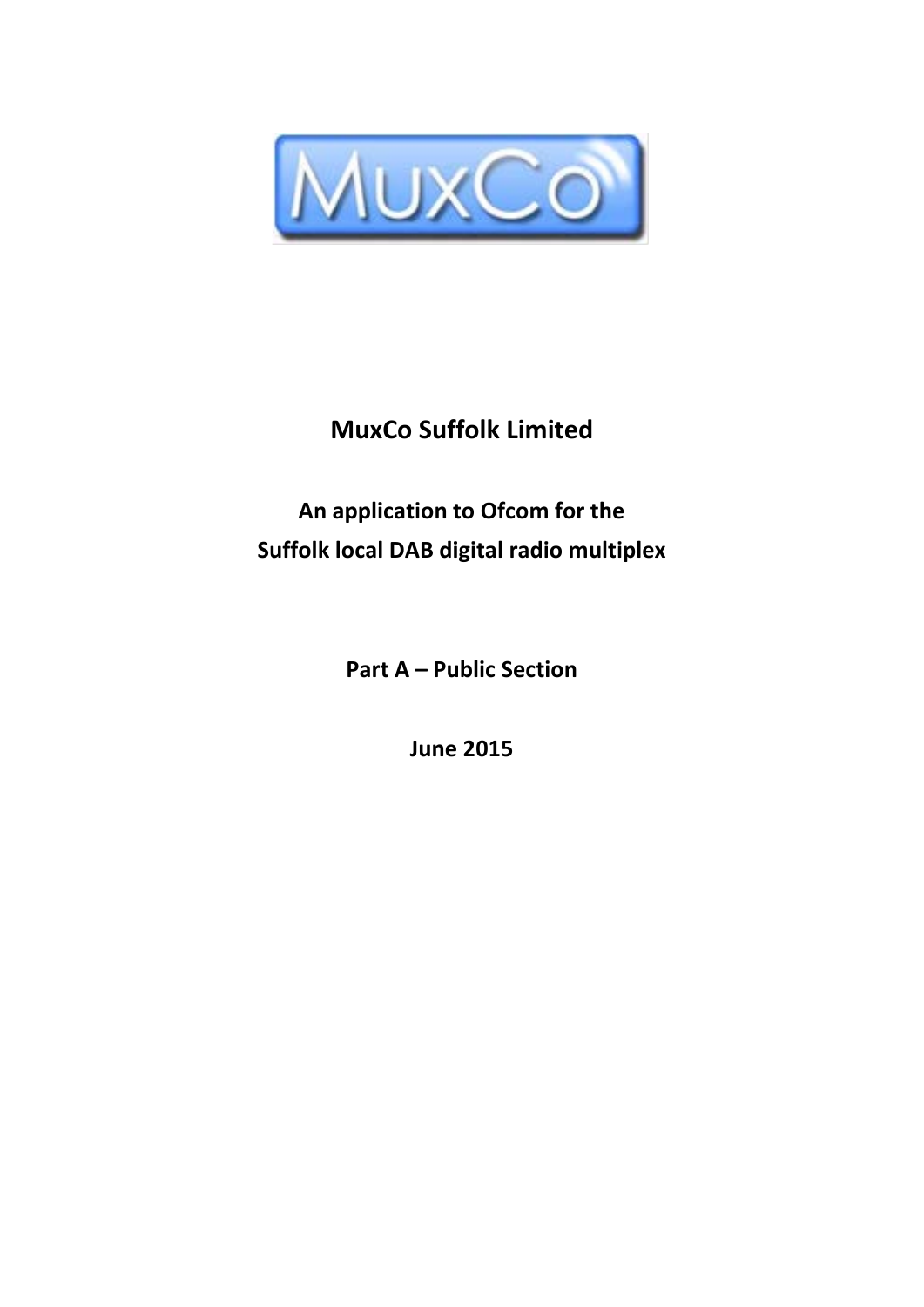# MuxCo Suffolk Limited

## An application to Ofcom for the Suffolk local DAB digital radio multiplex

**Part A – Public Section**

**June 2015**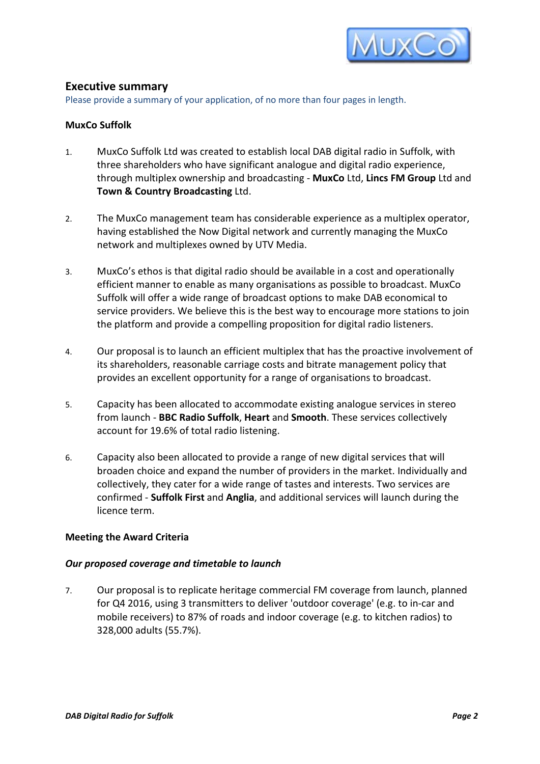## Executive summary

Please provide a summary of your application, of no more than four pages in length.

**MuxCo Suffolk**

1. MuxCo Suffolk Ltd was created to establish local DAB digital radio in Suffolk, with three shareholders who have significant analogue and digital radio experience, through multiplex ownership and broadcasting - **MuxCo** Ltd, **Lincs FM Group** Ltd and **Town & Country Broadcasting** Ltd.

2. The MuxCo management team has considerable experience as a multiplex operator, having established the Now Digital network and currently managing the MuxCo network and multiplexes owned by UTV Media.

3. MuxCo's ethos is that digital radio should be available in a cost and operationally efficient manner to enable as many organisations as possible to broadcast. MuxCo Suffolk will offer a wide range of broadcast options to make DAB economical to service providers. We believe this is the best way to encourage more stations to join the platform and provide a compelling proposition for digital radio listeners.

4. Our proposal is to launch an efficient multiplex that has the proactive involvement of its shareholders, reasonable carriage costs and bitrate management policy that provides an excellent opportunity for a range of organisations to broadcast.

5. Capacity has been allocated to accommodate existing analogue services in stereo from launch - **BBC Radio Suffolk**, **Heart** and **Smooth**. These services collectively account for 19.6% of total radio listening.

6. Capacity also been allocated to provide a range of new digital services that will broaden choice and expand the number of providers in the market. Individually and collectively, they cater for a wide range of tastes and interests. Two services are confirmed - **Suffolk First** and **Anglia**, and additional services will launch during the licence term.

**Meeting the Award Criteria**

***Our proposed coverage and timetable to launch***

7. Our proposal is to replicate heritage commercial FM coverage from launch, planned for Q4 2016, using 3 transmitters to deliver 'outdoor coverage' (e.g. to in-car and mobile receivers) to 87% of roads and indoor coverage (e.g. to kitchen radios) to 328,000 adults (55.7%).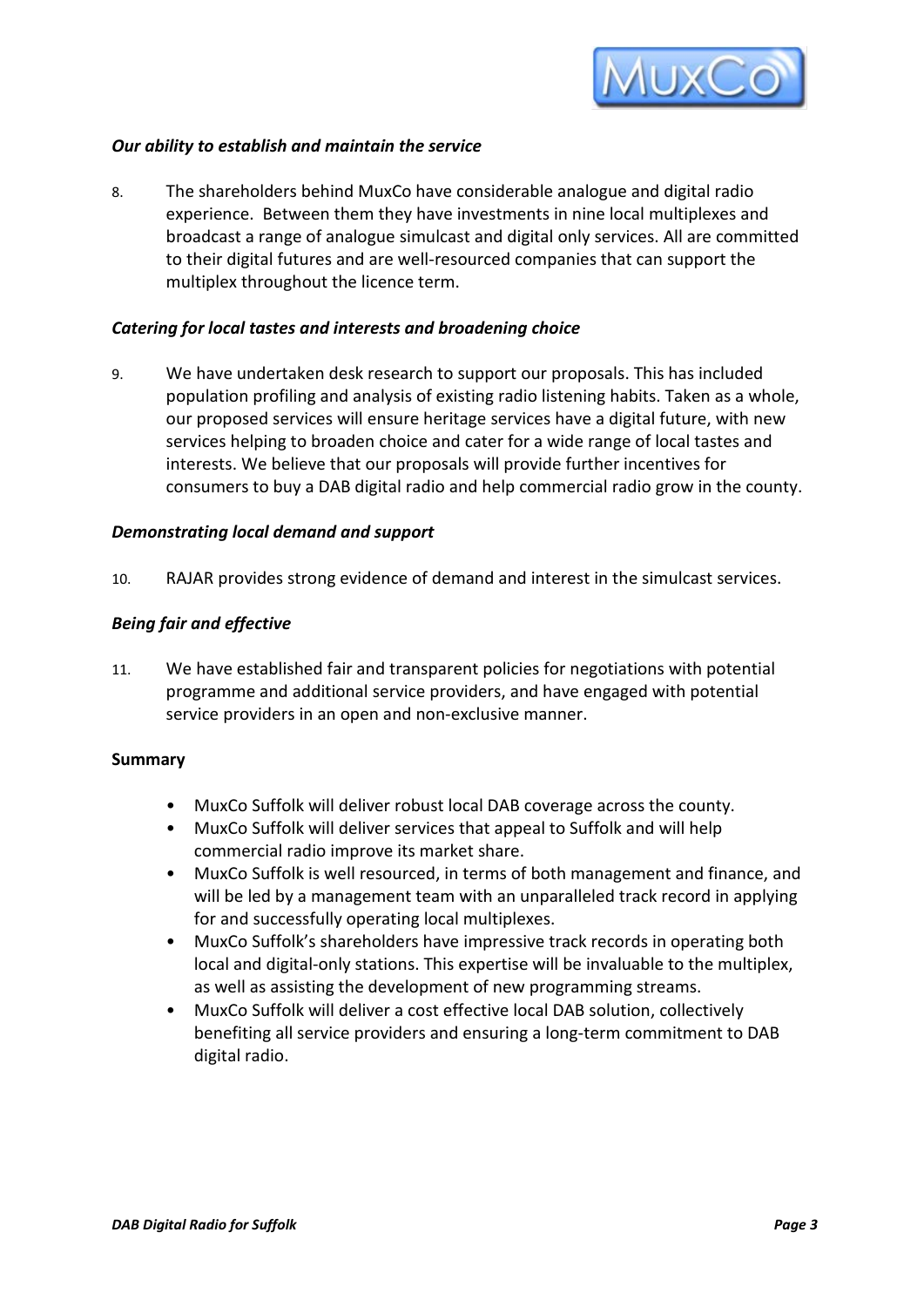### *Our ability to establish and maintain the service*

8. The shareholders behind MuxCo have considerable analogue and digital radio experience. Between them they have investments in nine local multiplexes and broadcast a range of analogue simulcast and digital only services. All are committed to their digital futures and are well-resourced companies that can support the multiplex throughout the licence term.

### *Catering for local tastes and interests and broadening choice*

9. We have undertaken desk research to support our proposals. This has included population profiling and analysis of existing radio listening habits. Taken as a whole, our proposed services will ensure heritage services have a digital future, with new services helping to broaden choice and cater for a wide range of local tastes and interests. We believe that our proposals will provide further incentives for consumers to buy a DAB digital radio and help commercial radio grow in the county.

### *Demonstrating local demand and support*

10. RAJAR provides strong evidence of demand and interest in the simulcast services.

### *Being fair and effective*

11. We have established fair and transparent policies for negotiations with potential programme and additional service providers, and have engaged with potential service providers in an open and non-exclusive manner.

### **Summary**

- MuxCo Suffolk will deliver robust local DAB coverage across the county.
- MuxCo Suffolk will deliver services that appeal to Suffolk and will help commercial radio improve its market share.
- MuxCo Suffolk is well resourced, in terms of both management and finance, and will be led by a management team with an unparalleled track record in applying for and successfully operating local multiplexes.
- MuxCo Suffolk's shareholders have impressive track records in operating both local and digital-only stations. This expertise will be invaluable to the multiplex, as well as assisting the development of new programming streams.
- MuxCo Suffolk will deliver a cost effective local DAB solution, collectively benefiting all service providers and ensuring a long-term commitment to DAB digital radio.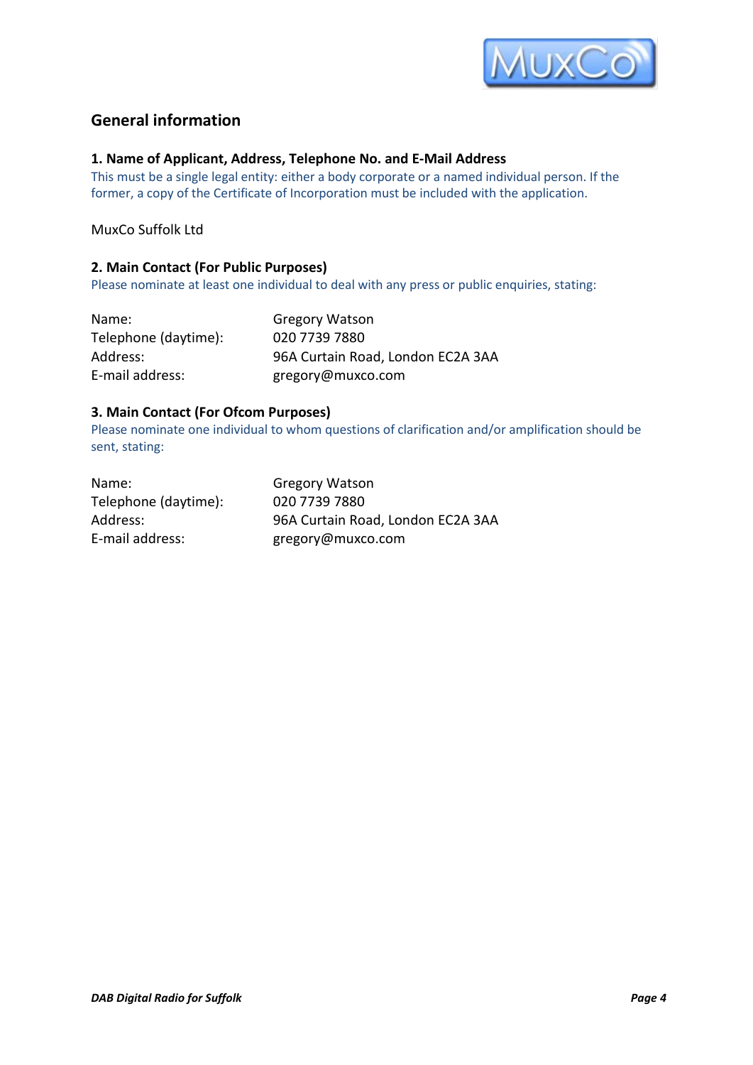## General information

### 1. Name of Applicant, Address, Telephone No. and E-Mail Address

This must be a single legal entity: either a body corporate or a named individual person. If the former, a copy of the Certificate of Incorporation must be included with the application.

MuxCo Suffolk Ltd

### 2. Main Contact (For Public Purposes)

Please nominate at least one individual to deal with any press or public enquiries, stating:

| | |
|---|---|
| Name: | Gregory Watson |
| Telephone (daytime): | 020 7739 7880 |
| Address: | 96A Curtain Road, London EC2A 3AA |
| E-mail address: | gregory@muxco.com |

### 3. Main Contact (For Ofcom Purposes)

Please nominate one individual to whom questions of clarification and/or amplification should be sent, stating:

| | |
|---|---|
| Name: | Gregory Watson |
| Telephone (daytime): | 020 7739 7880 |
| Address: | 96A Curtain Road, London EC2A 3AA |
| E-mail address: | gregory@muxco.com |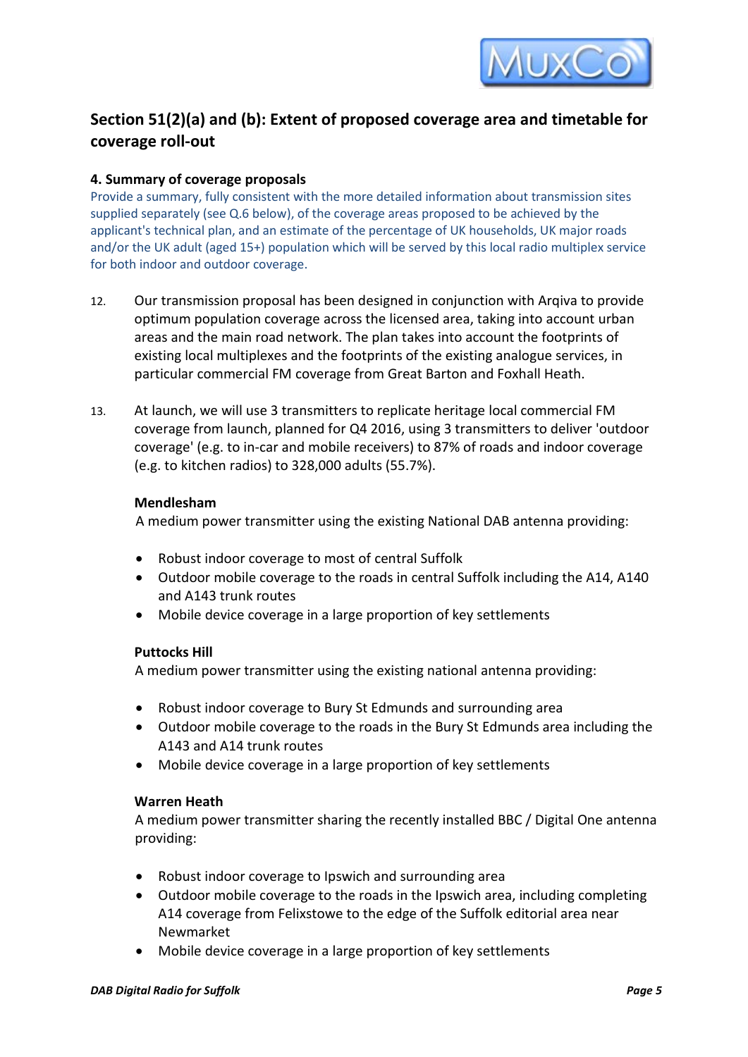## Section 51(2)(a) and (b): Extent of proposed coverage area and timetable for coverage roll-out

### 4. Summary of coverage proposals

Provide a summary, fully consistent with the more detailed information about transmission sites supplied separately (see Q.6 below), of the coverage areas proposed to be achieved by the applicant's technical plan, and an estimate of the percentage of UK households, UK major roads and/or the UK adult (aged 15+) population which will be served by this local radio multiplex service for both indoor and outdoor coverage.

12. Our transmission proposal has been designed in conjunction with Arqiva to provide optimum population coverage across the licensed area, taking into account urban areas and the main road network. The plan takes into account the footprints of existing local multiplexes and the footprints of the existing analogue services, in particular commercial FM coverage from Great Barton and Foxhall Heath.

13. At launch, we will use 3 transmitters to replicate heritage local commercial FM coverage from launch, planned for Q4 2016, using 3 transmitters to deliver 'outdoor coverage' (e.g. to in-car and mobile receivers) to 87% of roads and indoor coverage (e.g. to kitchen radios) to 328,000 adults (55.7%).

**Mendlesham**

A medium power transmitter using the existing National DAB antenna providing:

- Robust indoor coverage to most of central Suffolk
- Outdoor mobile coverage to the roads in central Suffolk including the A14, A140 and A143 trunk routes
- Mobile device coverage in a large proportion of key settlements

**Puttocks Hill**

A medium power transmitter using the existing national antenna providing:

- Robust indoor coverage to Bury St Edmunds and surrounding area
- Outdoor mobile coverage to the roads in the Bury St Edmunds area including the A143 and A14 trunk routes
- Mobile device coverage in a large proportion of key settlements

**Warren Heath**

A medium power transmitter sharing the recently installed BBC / Digital One antenna providing:

- Robust indoor coverage to Ipswich and surrounding area
- Outdoor mobile coverage to the roads in the Ipswich area, including completing A14 coverage from Felixstowe to the edge of the Suffolk editorial area near Newmarket
- Mobile device coverage in a large proportion of key settlements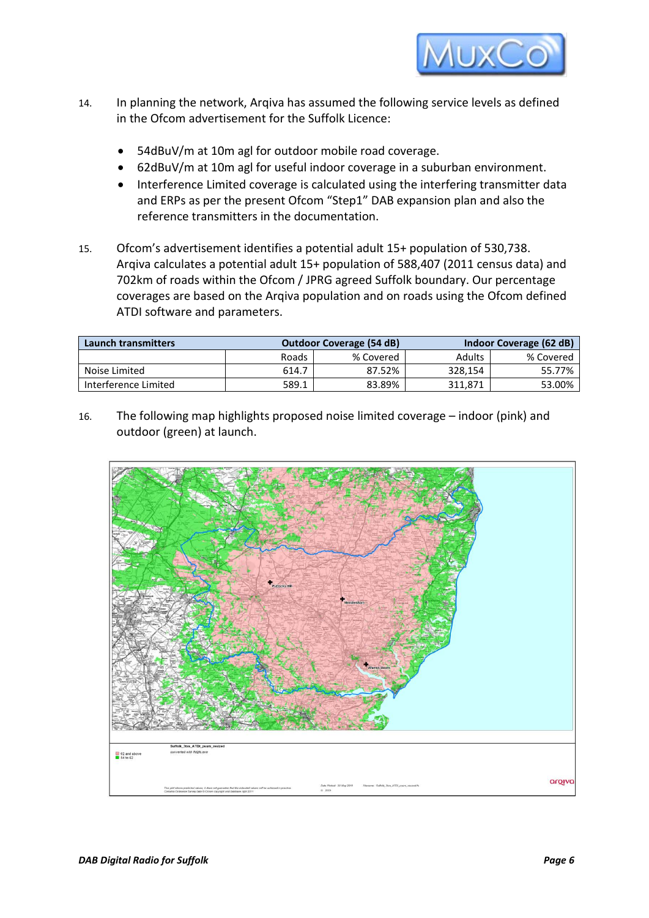14. In planning the network, Arqiva has assumed the following service levels as defined in the Ofcom advertisement for the Suffolk Licence:

   - 54dBuV/m at 10m agl for outdoor mobile road coverage.
   - 62dBuV/m at 10m agl for useful indoor coverage in a suburban environment.
   - Interference Limited coverage is calculated using the interfering transmitter data and ERPs as per the present Ofcom "Step1" DAB expansion plan and also the reference transmitters in the documentation.

15. Ofcom's advertisement identifies a potential adult 15+ population of 530,738. Arqiva calculates a potential adult 15+ population of 588,407 (2011 census data) and 702km of roads within the Ofcom / JPRG agreed Suffolk boundary. Our percentage coverages are based on the Arqiva population and on roads using the Ofcom defined ATDI software and parameters.

| Launch transmitters | Outdoor Coverage (54 dB) | | Indoor Coverage (62 dB) | |
|---|---|---|---|---|
| | Roads | % Covered | Adults | % Covered |
| Noise Limited | 614.7 | 87.52% | 328,154 | 55.77% |
| Interference Limited | 589.1 | 83.89% | 311,871 | 53.00% |

16. The following map highlights proposed noise limited coverage – indoor (pink) and outdoor (green) at launch.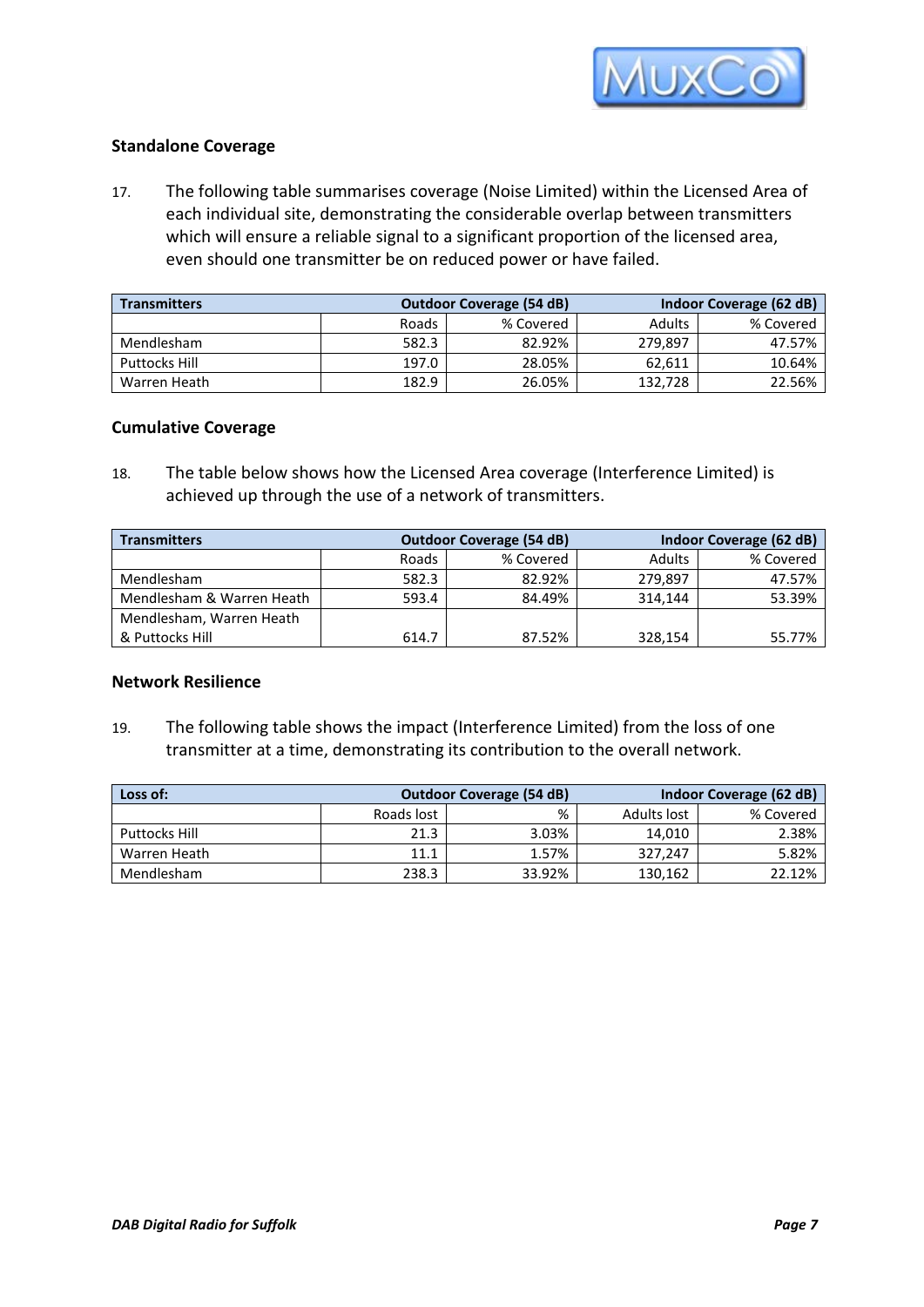### Standalone Coverage

17. The following table summarises coverage (Noise Limited) within the Licensed Area of each individual site, demonstrating the considerable overlap between transmitters which will ensure a reliable signal to a significant proportion of the licensed area, even should one transmitter be on reduced power or have failed.

| Transmitters | Outdoor Coverage (54 dB) | | Indoor Coverage (62 dB) | |
|---|---|---|---|---|
| | Roads | % Covered | Adults | % Covered |
| Mendlesham | 582.3 | 82.92% | 279,897 | 47.57% |
| Puttocks Hill | 197.0 | 28.05% | 62,611 | 10.64% |
| Warren Heath | 182.9 | 26.05% | 132,728 | 22.56% |

### Cumulative Coverage

18. The table below shows how the Licensed Area coverage (Interference Limited) is achieved up through the use of a network of transmitters.

| Transmitters | Outdoor Coverage (54 dB) | | Indoor Coverage (62 dB) | |
|---|---|---|---|---|
| | Roads | % Covered | Adults | % Covered |
| Mendlesham | 582.3 | 82.92% | 279,897 | 47.57% |
| Mendlesham & Warren Heath | 593.4 | 84.49% | 314,144 | 53.39% |
| Mendlesham, Warren Heath & Puttocks Hill | 614.7 | 87.52% | 328,154 | 55.77% |

### Network Resilience

19. The following table shows the impact (Interference Limited) from the loss of one transmitter at a time, demonstrating its contribution to the overall network.

| Loss of: | Outdoor Coverage (54 dB) | | Indoor Coverage (62 dB) | |
|---|---|---|---|---|
| | Roads lost | % | Adults lost | % Covered |
| Puttocks Hill | 21.3 | 3.03% | 14,010 | 2.38% |
| Warren Heath | 11.1 | 1.57% | 327,247 | 5.82% |
| Mendlesham | 238.3 | 33.92% | 130,162 | 22.12% |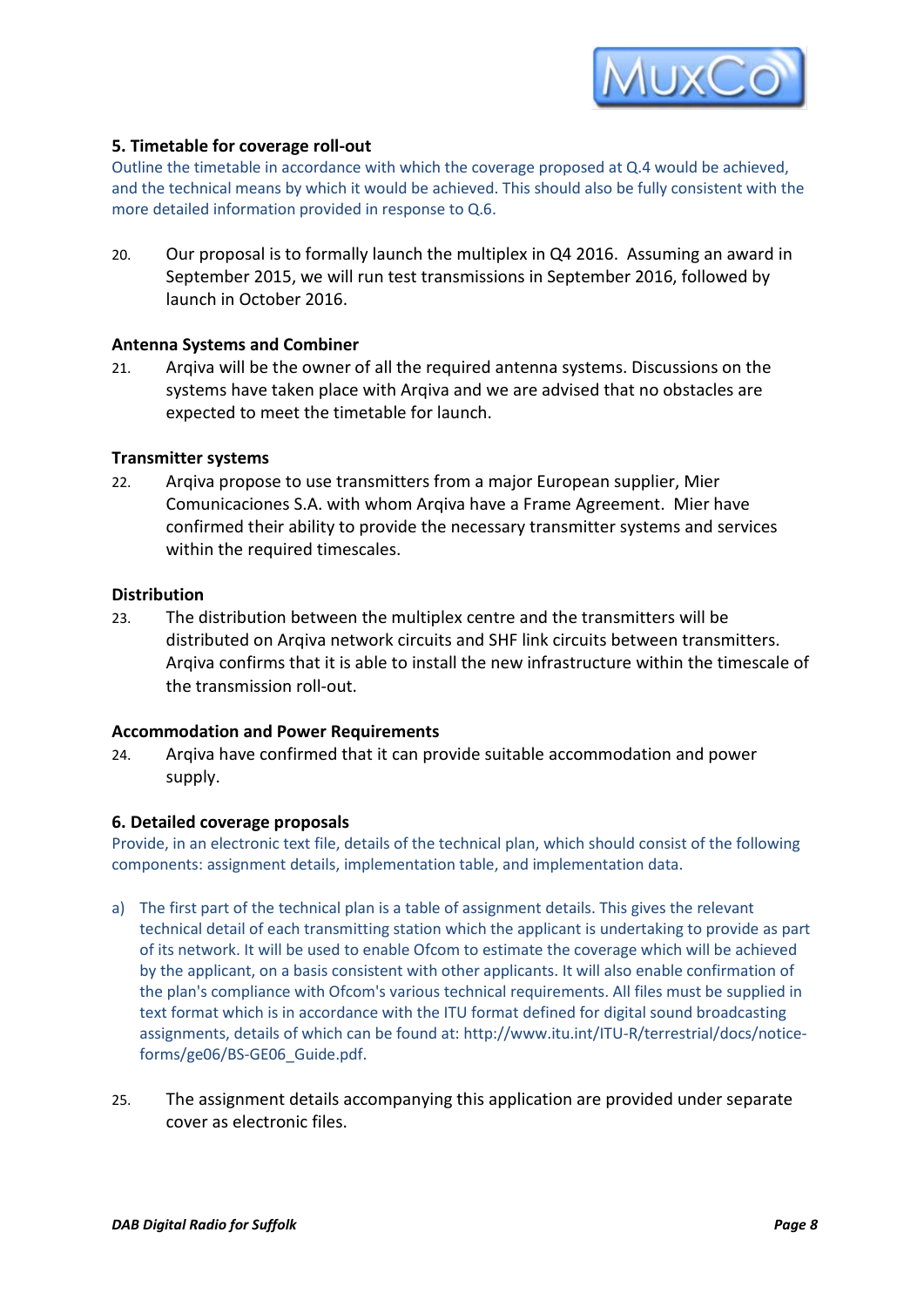## 5. Timetable for coverage roll-out

Outline the timetable in accordance with which the coverage proposed at Q.4 would be achieved, and the technical means by which it would be achieved. This should also be fully consistent with the more detailed information provided in response to Q.6.

20. Our proposal is to formally launch the multiplex in Q4 2016. Assuming an award in September 2015, we will run test transmissions in September 2016, followed by launch in October 2016.

### Antenna Systems and Combiner

21. Arqiva will be the owner of all the required antenna systems. Discussions on the systems have taken place with Arqiva and we are advised that no obstacles are expected to meet the timetable for launch.

### Transmitter systems

22. Arqiva propose to use transmitters from a major European supplier, Mier Comunicaciones S.A. with whom Arqiva have a Frame Agreement. Mier have confirmed their ability to provide the necessary transmitter systems and services within the required timescales.

### Distribution

23. The distribution between the multiplex centre and the transmitters will be distributed on Arqiva network circuits and SHF link circuits between transmitters. Arqiva confirms that it is able to install the new infrastructure within the timescale of the transmission roll-out.

### Accommodation and Power Requirements

24. Arqiva have confirmed that it can provide suitable accommodation and power supply.

## 6. Detailed coverage proposals

Provide, in an electronic text file, details of the technical plan, which should consist of the following components: assignment details, implementation table, and implementation data.

a) The first part of the technical plan is a table of assignment details. This gives the relevant technical detail of each transmitting station which the applicant is undertaking to provide as part of its network. It will be used to enable Ofcom to estimate the coverage which will be achieved by the applicant, on a basis consistent with other applicants. It will also enable confirmation of the plan's compliance with Ofcom's various technical requirements. All files must be supplied in text format which is in accordance with the ITU format defined for digital sound broadcasting assignments, details of which can be found at: http://www.itu.int/ITU-R/terrestrial/docs/notice-forms/ge06/BS-GE06_Guide.pdf.

25. The assignment details accompanying this application are provided under separate cover as electronic files.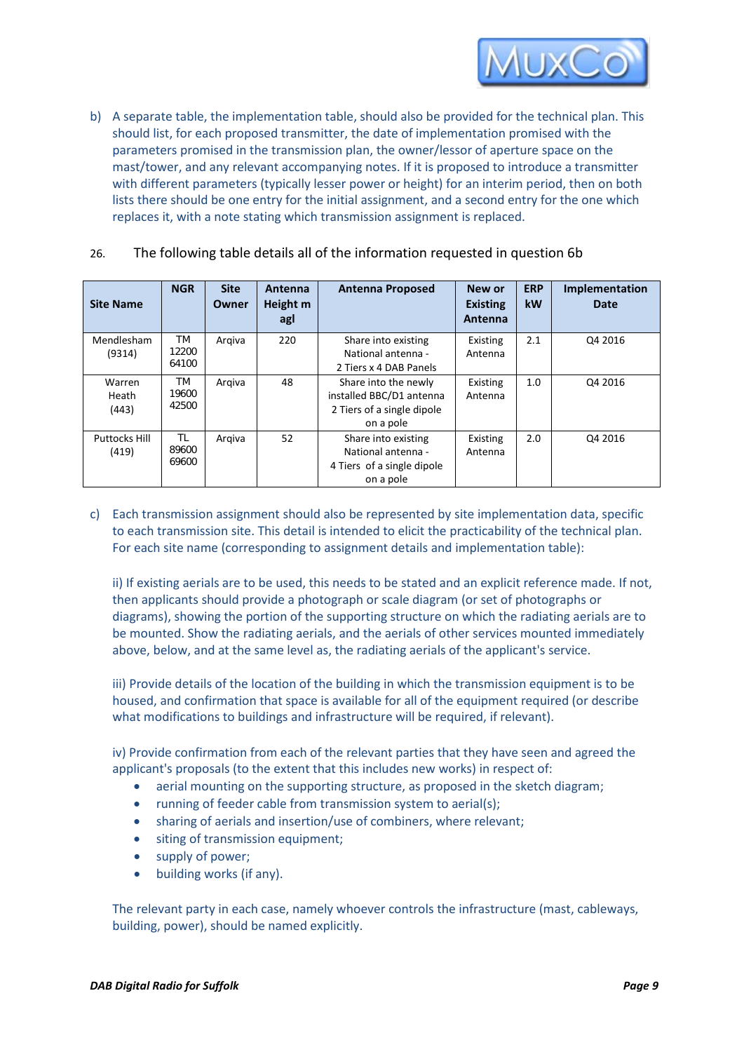b) A separate table, the implementation table, should also be provided for the technical plan. This should list, for each proposed transmitter, the date of implementation promised with the parameters promised in the transmission plan, the owner/lessor of aperture space on the mast/tower, and any relevant accompanying notes. If it is proposed to introduce a transmitter with different parameters (typically lesser power or height) for an interim period, then on both lists there should be one entry for the initial assignment, and a second entry for the one which replaces it, with a note stating which transmission assignment is replaced.

26. The following table details all of the information requested in question 6b

| Site Name | NGR | Site Owner | Antenna Height m agl | Antenna Proposed | New or Existing Antenna | ERP kW | Implementation Date |
|---|---|---|---|---|---|---|---|
| Mendlesham (9314) | TM 12200 64100 | Arqiva | 220 | Share into existing National antenna - 2 Tiers x 4 DAB Panels | Existing Antenna | 2.1 | Q4 2016 |
| Warren Heath (443) | TM 19600 42500 | Arqiva | 48 | Share into the newly installed BBC/D1 antenna 2 Tiers of a single dipole on a pole | Existing Antenna | 1.0 | Q4 2016 |
| Puttocks Hill (419) | TL 89600 69600 | Arqiva | 52 | Share into existing National antenna - 4 Tiers of a single dipole on a pole | Existing Antenna | 2.0 | Q4 2016 |

c) Each transmission assignment should also be represented by site implementation data, specific to each transmission site. This detail is intended to elicit the practicability of the technical plan. For each site name (corresponding to assignment details and implementation table):

ii) If existing aerials are to be used, this needs to be stated and an explicit reference made. If not, then applicants should provide a photograph or scale diagram (or set of photographs or diagrams), showing the portion of the supporting structure on which the radiating aerials are to be mounted. Show the radiating aerials, and the aerials of other services mounted immediately above, below, and at the same level as, the radiating aerials of the applicant's service.

iii) Provide details of the location of the building in which the transmission equipment is to be housed, and confirmation that space is available for all of the equipment required (or describe what modifications to buildings and infrastructure will be required, if relevant).

iv) Provide confirmation from each of the relevant parties that they have seen and agreed the applicant's proposals (to the extent that this includes new works) in respect of:

- aerial mounting on the supporting structure, as proposed in the sketch diagram;
- running of feeder cable from transmission system to aerial(s);
- sharing of aerials and insertion/use of combiners, where relevant;
- siting of transmission equipment;
- supply of power;
- building works (if any).

The relevant party in each case, namely whoever controls the infrastructure (mast, cableways, building, power), should be named explicitly.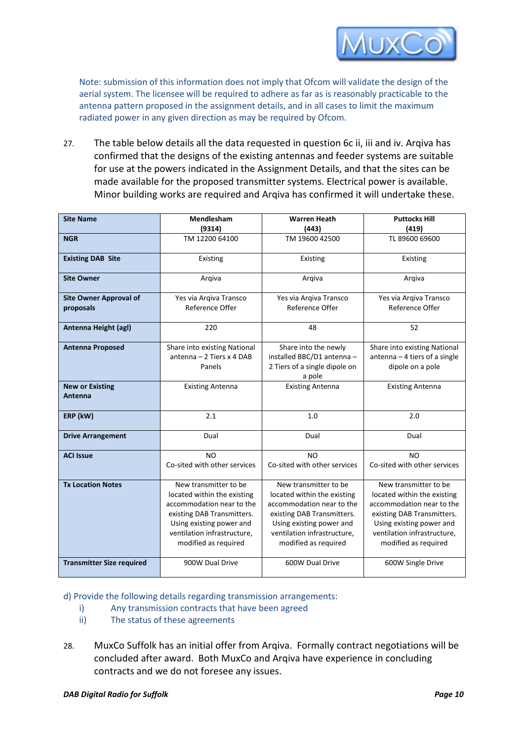Note: submission of this information does not imply that Ofcom will validate the design of the aerial system. The licensee will be required to adhere as far as is reasonably practicable to the antenna pattern proposed in the assignment details, and in all cases to limit the maximum radiated power in any given direction as may be required by Ofcom.

27. The table below details all the data requested in question 6c ii, iii and iv. Arqiva has confirmed that the designs of the existing antennas and feeder systems are suitable for use at the powers indicated in the Assignment Details, and that the sites can be made available for the proposed transmitter systems. Electrical power is available. Minor building works are required and Arqiva has confirmed it will undertake these.

| Site Name | Mendlesham (9314) | Warren Heath (443) | Puttocks Hill (419) |
|---|---|---|---|
| NGR | TM 12200 64100 | TM 19600 42500 | TL 89600 69600 |
| Existing DAB Site | Existing | Existing | Existing |
| Site Owner | Arqiva | Arqiva | Arqiva |
| Site Owner Approval of proposals | Yes via Arqiva Transco Reference Offer | Yes via Arqiva Transco Reference Offer | Yes via Arqiva Transco Reference Offer |
| Antenna Height (agl) | 220 | 48 | 52 |
| Antenna Proposed | Share into existing National antenna – 2 Tiers x 4 DAB Panels | Share into the newly installed BBC/D1 antenna – 2 Tiers of a single dipole on a pole | Share into existing National antenna – 4 tiers of a single dipole on a pole |
| New or Existing Antenna | Existing Antenna | Existing Antenna | Existing Antenna |
| ERP (kW) | 2.1 | 1.0 | 2.0 |
| Drive Arrangement | Dual | Dual | Dual |
| ACI Issue | NO<br>Co-sited with other services | NO<br>Co-sited with other services | NO<br>Co-sited with other services |
| Tx Location Notes | New transmitter to be located within the existing accommodation near to the existing DAB Transmitters. Using existing power and ventilation infrastructure, modified as required | New transmitter to be located within the existing accommodation near to the existing DAB Transmitters. Using existing power and ventilation infrastructure, modified as required | New transmitter to be located within the existing accommodation near to the existing DAB Transmitters. Using existing power and ventilation infrastructure, modified as required |
| Transmitter Size required | 900W Dual Drive | 600W Dual Drive | 600W Single Drive |

d) Provide the following details regarding transmission arrangements:

i) Any transmission contracts that have been agreed

ii) The status of these agreements

28. MuxCo Suffolk has an initial offer from Arqiva. Formally contract negotiations will be concluded after award. Both MuxCo and Arqiva have experience in concluding contracts and we do not foresee any issues.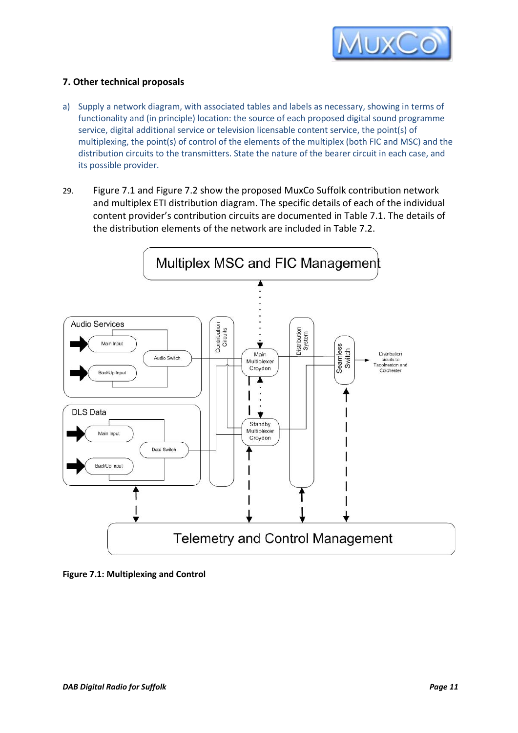## 7. Other technical proposals

a) Supply a network diagram, with associated tables and labels as necessary, showing in terms of functionality and (in principle) location: the source of each proposed digital sound programme service, digital additional service or television licensable content service, the point(s) of multiplexing, the point(s) of control of the elements of the multiplex (both FIC and MSC) and the distribution circuits to the transmitters. State the nature of the bearer circuit in each case, and its possible provider.

29. Figure 7.1 and Figure 7.2 show the proposed MuxCo Suffolk contribution network and multiplex ETI distribution diagram. The specific details of each of the individual content provider's contribution circuits are documented in Table 7.1. The details of the distribution elements of the network are included in Table 7.2.

**Figure 7.1: Multiplexing and Control**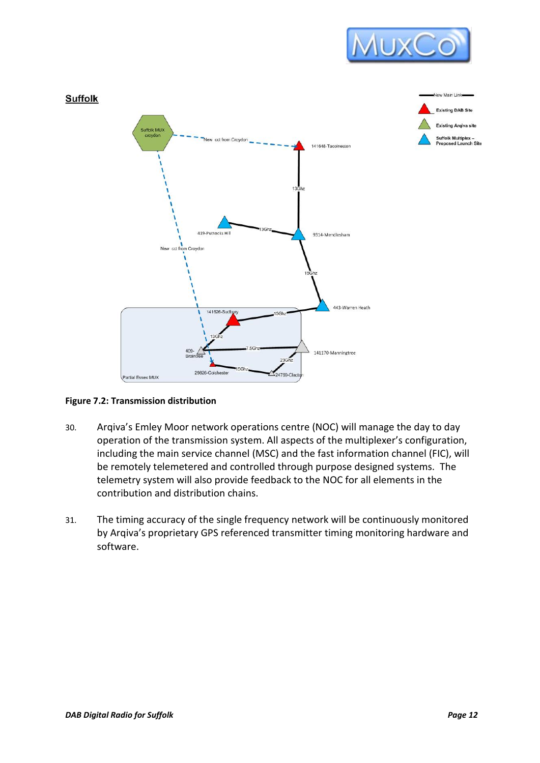## Suffolk

**Figure 7.2: Transmission distribution**

30. Arqiva's Emley Moor network operations centre (NOC) will manage the day to day operation of the transmission system. All aspects of the multiplexer's configuration, including the main service channel (MSC) and the fast information channel (FIC), will be remotely telemetered and controlled through purpose designed systems. The telemetry system will also provide feedback to the NOC for all elements in the contribution and distribution chains.

31. The timing accuracy of the single frequency network will be continuously monitored by Arqiva's proprietary GPS referenced transmitter timing monitoring hardware and software.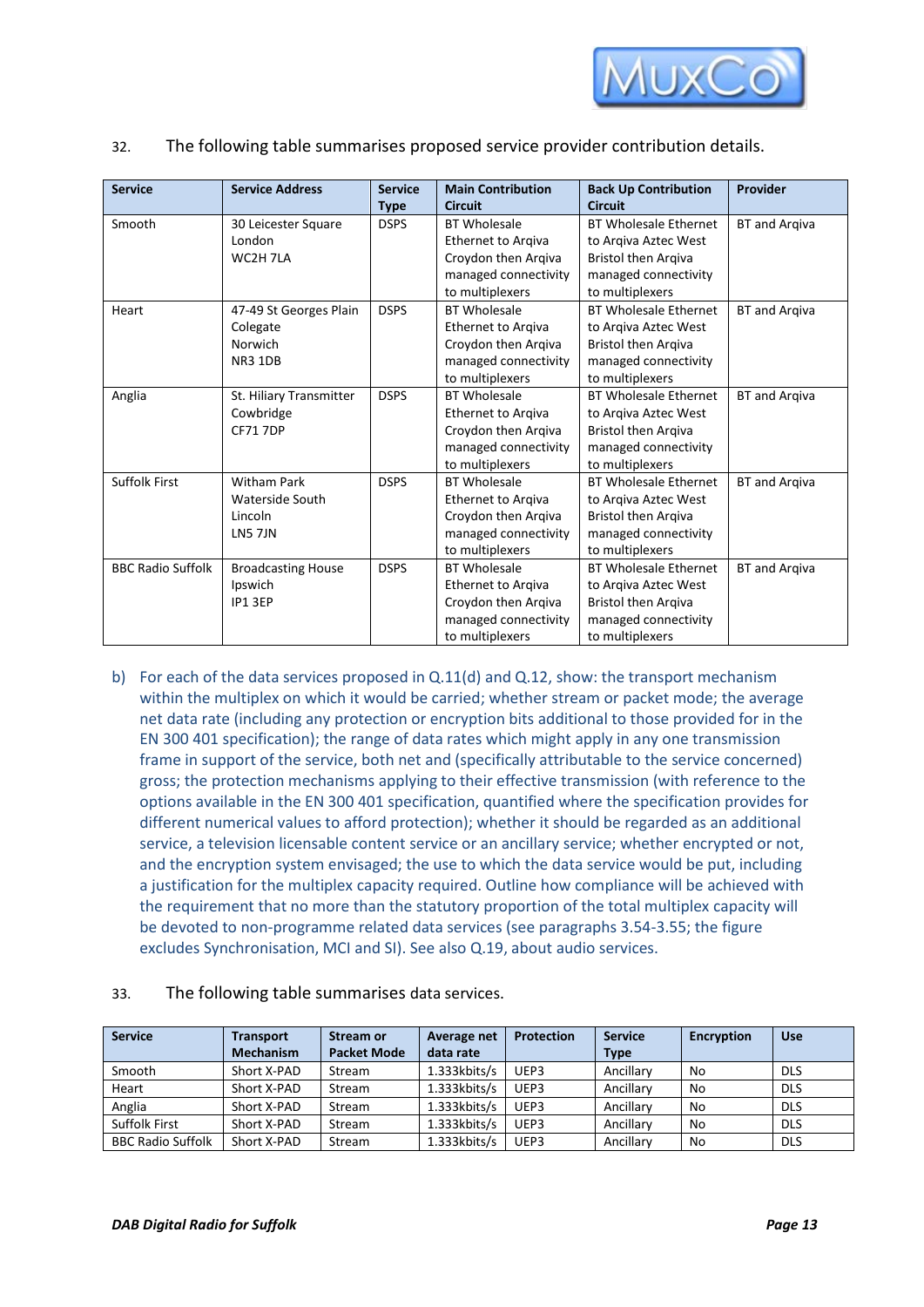32. The following table summarises proposed service provider contribution details.

| Service | Service Address | Service Type | Main Contribution Circuit | Back Up Contribution Circuit | Provider |
|---|---|---|---|---|---|
| Smooth | 30 Leicester Square London WC2H 7LA | DSPS | BT Wholesale Ethernet to Arqiva Croydon then Arqiva managed connectivity to multiplexers | BT Wholesale Ethernet to Arqiva Aztec West Bristol then Arqiva managed connectivity to multiplexers | BT and Arqiva |
| Heart | 47-49 St Georges Plain Colegate Norwich NR3 1DB | DSPS | BT Wholesale Ethernet to Arqiva Croydon then Arqiva managed connectivity to multiplexers | BT Wholesale Ethernet to Arqiva Aztec West Bristol then Arqiva managed connectivity to multiplexers | BT and Arqiva |
| Anglia | St. Hiliary Transmitter Cowbridge CF71 7DP | DSPS | BT Wholesale Ethernet to Arqiva Croydon then Arqiva managed connectivity to multiplexers | BT Wholesale Ethernet to Arqiva Aztec West Bristol then Arqiva managed connectivity to multiplexers | BT and Arqiva |
| Suffolk First | Witham Park Waterside South Lincoln LN5 7JN | DSPS | BT Wholesale Ethernet to Arqiva Croydon then Arqiva managed connectivity to multiplexers | BT Wholesale Ethernet to Arqiva Aztec West Bristol then Arqiva managed connectivity to multiplexers | BT and Arqiva |
| BBC Radio Suffolk | Broadcasting House Ipswich IP1 3EP | DSPS | BT Wholesale Ethernet to Arqiva Croydon then Arqiva managed connectivity to multiplexers | BT Wholesale Ethernet to Arqiva Aztec West Bristol then Arqiva managed connectivity to multiplexers | BT and Arqiva |

b) For each of the data services proposed in Q.11(d) and Q.12, show: the transport mechanism within the multiplex on which it would be carried; whether stream or packet mode; the average net data rate (including any protection or encryption bits additional to those provided for in the EN 300 401 specification); the range of data rates which might apply in any one transmission frame in support of the service, both net and (specifically attributable to the service concerned) gross; the protection mechanisms applying to their effective transmission (with reference to the options available in the EN 300 401 specification, quantified where the specification provides for different numerical values to afford protection); whether it should be regarded as an additional service, a television licensable content service or an ancillary service; whether encrypted or not, and the encryption system envisaged; the use to which the data service would be put, including a justification for the multiplex capacity required. Outline how compliance will be achieved with the requirement that no more than the statutory proportion of the total multiplex capacity will be devoted to non-programme related data services (see paragraphs 3.54-3.55; the figure excludes Synchronisation, MCI and SI). See also Q.19, about audio services.

33. The following table summarises data services.

| Service | Transport Mechanism | Stream or Packet Mode | Average net data rate | Protection | Service Type | Encryption | Use |
|---|---|---|---|---|---|---|---|
| Smooth | Short X-PAD | Stream | 1.333kbits/s | UEP3 | Ancillary | No | DLS |
| Heart | Short X-PAD | Stream | 1.333kbits/s | UEP3 | Ancillary | No | DLS |
| Anglia | Short X-PAD | Stream | 1.333kbits/s | UEP3 | Ancillary | No | DLS |
| Suffolk First | Short X-PAD | Stream | 1.333kbits/s | UEP3 | Ancillary | No | DLS |
| BBC Radio Suffolk | Short X-PAD | Stream | 1.333kbits/s | UEP3 | Ancillary | No | DLS |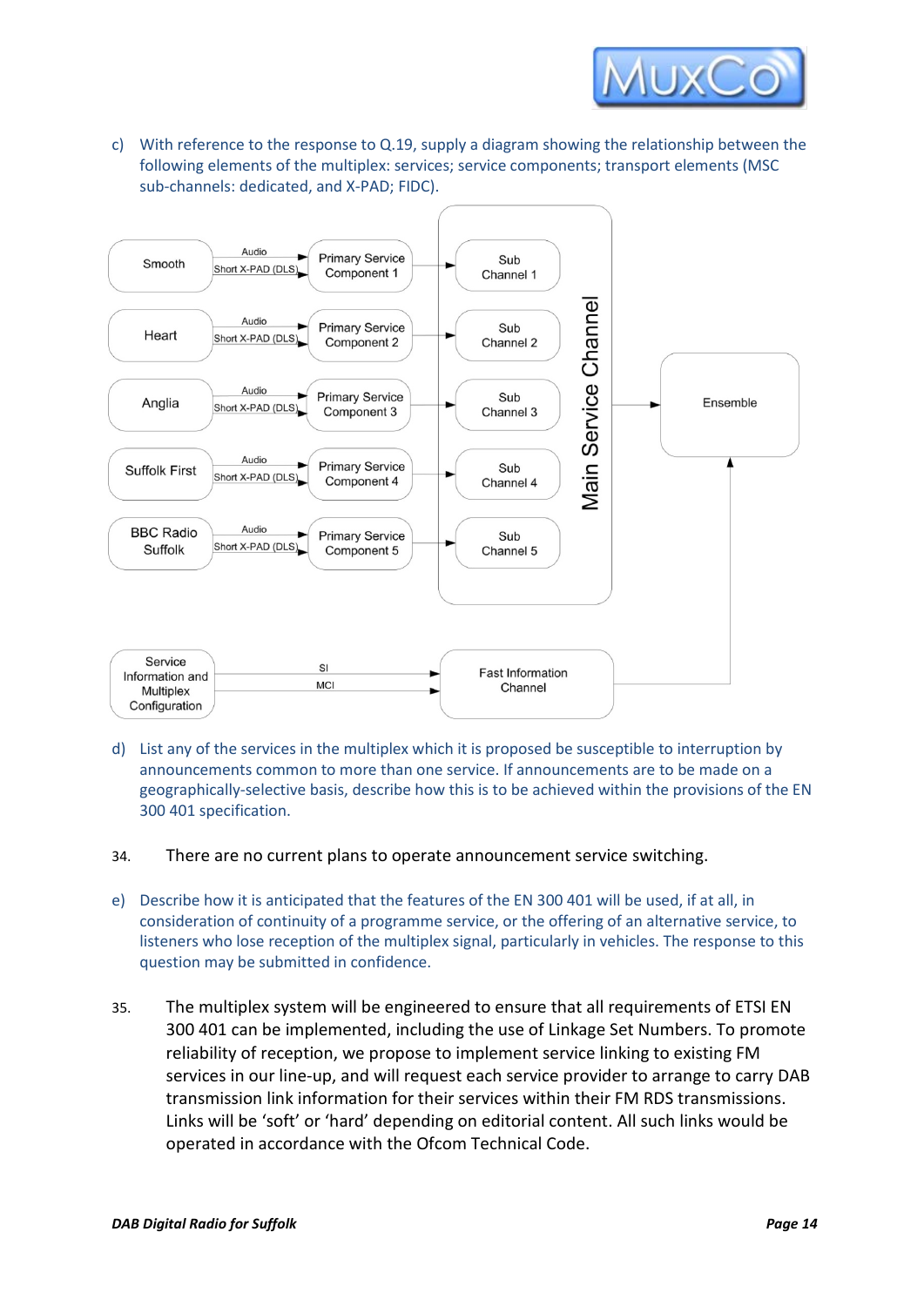c) With reference to the response to Q.19, supply a diagram showing the relationship between the following elements of the multiplex: services; service components; transport elements (MSC sub-channels: dedicated, and X-PAD; FIDC).

Smooth — Audio / Short X-PAD (DLS) → Primary Service Component 1 → Sub Channel 1

Heart — Audio / Short X-PAD (DLS) → Primary Service Component 2 → Sub Channel 2

Anglia — Audio / Short X-PAD (DLS) → Primary Service Component 3 → Sub Channel 3

Suffolk First — Audio / Short X-PAD (DLS) → Primary Service Component 4 → Sub Channel 4

BBC Radio Suffolk — Audio / Short X-PAD (DLS) → Primary Service Component 5 → Sub Channel 5

Main Service Channel → Ensemble

Service Information and Multiplex Configuration — SI / MCI → Fast Information Channel → Ensemble

d) List any of the services in the multiplex which it is proposed be susceptible to interruption by announcements common to more than one service. If announcements are to be made on a geographically-selective basis, describe how this is to be achieved within the provisions of the EN 300 401 specification.

34. There are no current plans to operate announcement service switching.

e) Describe how it is anticipated that the features of the EN 300 401 will be used, if at all, in consideration of continuity of a programme service, or the offering of an alternative service, to listeners who lose reception of the multiplex signal, particularly in vehicles. The response to this question may be submitted in confidence.

35. The multiplex system will be engineered to ensure that all requirements of ETSI EN 300 401 can be implemented, including the use of Linkage Set Numbers. To promote reliability of reception, we propose to implement service linking to existing FM services in our line-up, and will request each service provider to arrange to carry DAB transmission link information for their services within their FM RDS transmissions. Links will be 'soft' or 'hard' depending on editorial content. All such links would be operated in accordance with the Ofcom Technical Code.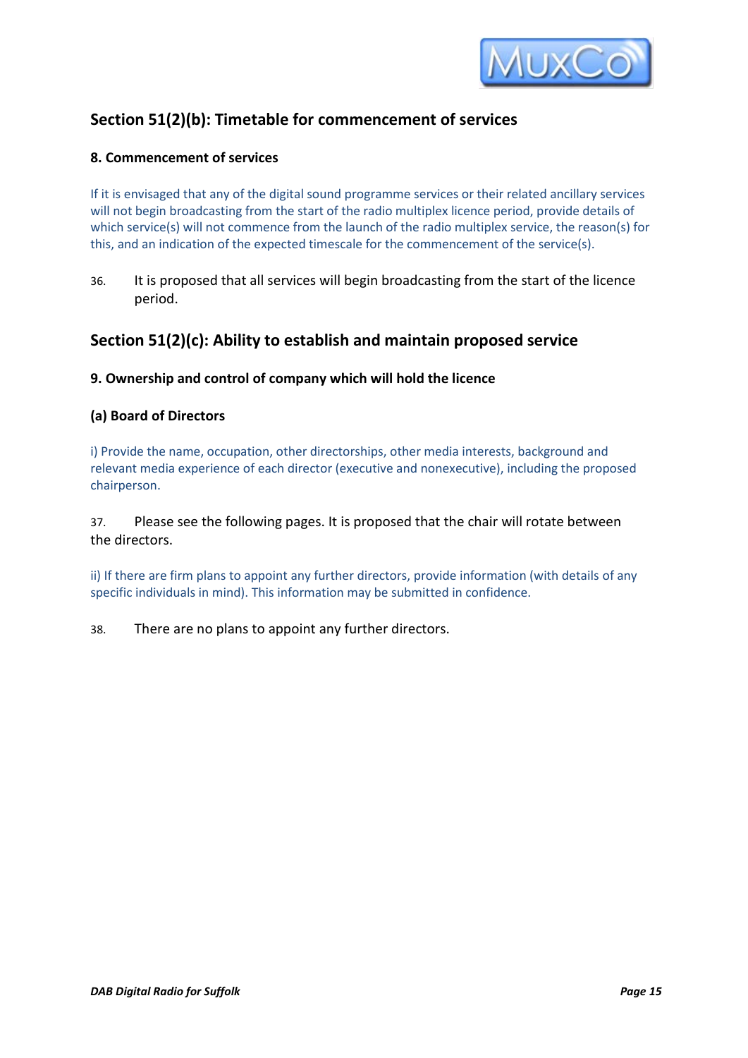## Section 51(2)(b): Timetable for commencement of services

### 8. Commencement of services

If it is envisaged that any of the digital sound programme services or their related ancillary services will not begin broadcasting from the start of the radio multiplex licence period, provide details of which service(s) will not commence from the launch of the radio multiplex service, the reason(s) for this, and an indication of the expected timescale for the commencement of the service(s).

36. It is proposed that all services will begin broadcasting from the start of the licence period.

## Section 51(2)(c): Ability to establish and maintain proposed service

### 9. Ownership and control of company which will hold the licence

### (a) Board of Directors

i) Provide the name, occupation, other directorships, other media interests, background and relevant media experience of each director (executive and nonexecutive), including the proposed chairperson.

37. Please see the following pages. It is proposed that the chair will rotate between the directors.

ii) If there are firm plans to appoint any further directors, provide information (with details of any specific individuals in mind). This information may be submitted in confidence.

38. There are no plans to appoint any further directors.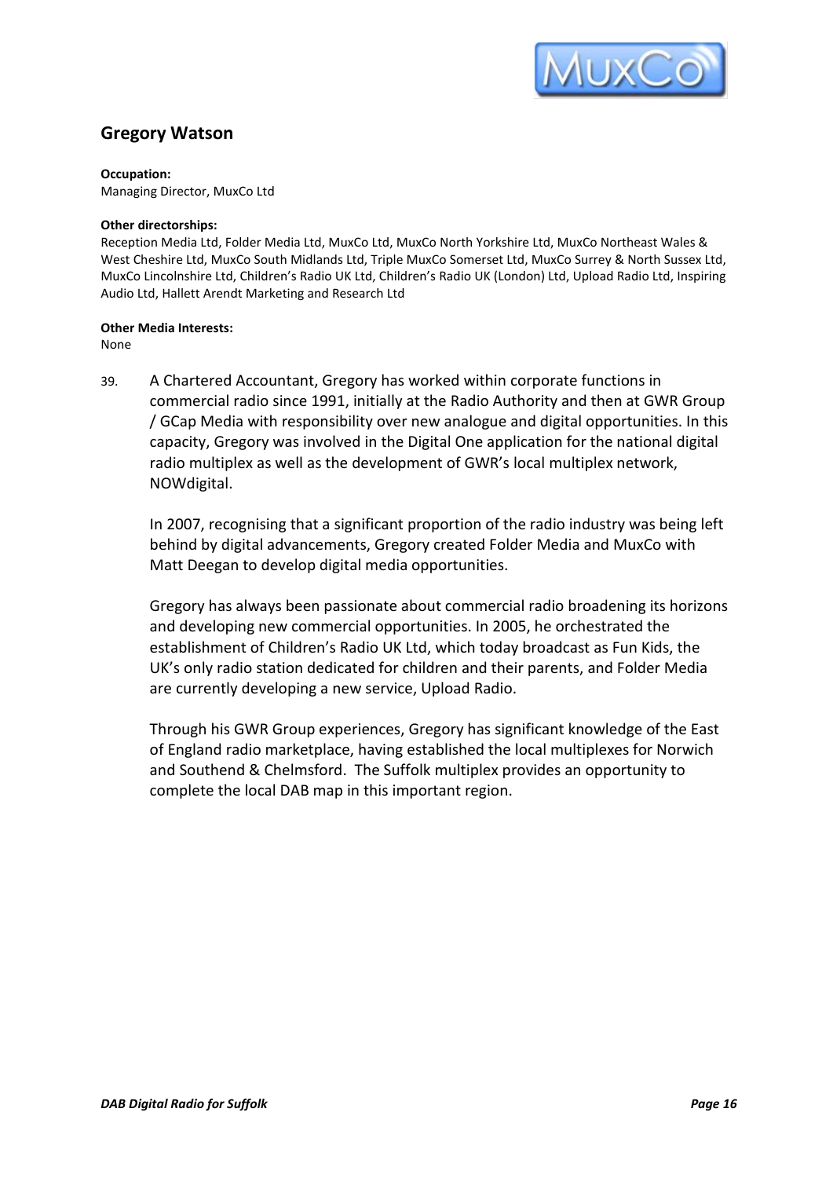## Gregory Watson

**Occupation:**
Managing Director, MuxCo Ltd

**Other directorships:**
Reception Media Ltd, Folder Media Ltd, MuxCo Ltd, MuxCo North Yorkshire Ltd, MuxCo Northeast Wales & West Cheshire Ltd, MuxCo South Midlands Ltd, Triple MuxCo Somerset Ltd, MuxCo Surrey & North Sussex Ltd, MuxCo Lincolnshire Ltd, Children's Radio UK Ltd, Children's Radio UK (London) Ltd, Upload Radio Ltd, Inspiring Audio Ltd, Hallett Arendt Marketing and Research Ltd

**Other Media Interests:**
None

39. A Chartered Accountant, Gregory has worked within corporate functions in commercial radio since 1991, initially at the Radio Authority and then at GWR Group / GCap Media with responsibility over new analogue and digital opportunities. In this capacity, Gregory was involved in the Digital One application for the national digital radio multiplex as well as the development of GWR's local multiplex network, NOWdigital.

    In 2007, recognising that a significant proportion of the radio industry was being left behind by digital advancements, Gregory created Folder Media and MuxCo with Matt Deegan to develop digital media opportunities.

    Gregory has always been passionate about commercial radio broadening its horizons and developing new commercial opportunities. In 2005, he orchestrated the establishment of Children's Radio UK Ltd, which today broadcast as Fun Kids, the UK's only radio station dedicated for children and their parents, and Folder Media are currently developing a new service, Upload Radio.

    Through his GWR Group experiences, Gregory has significant knowledge of the East of England radio marketplace, having established the local multiplexes for Norwich and Southend & Chelmsford. The Suffolk multiplex provides an opportunity to complete the local DAB map in this important region.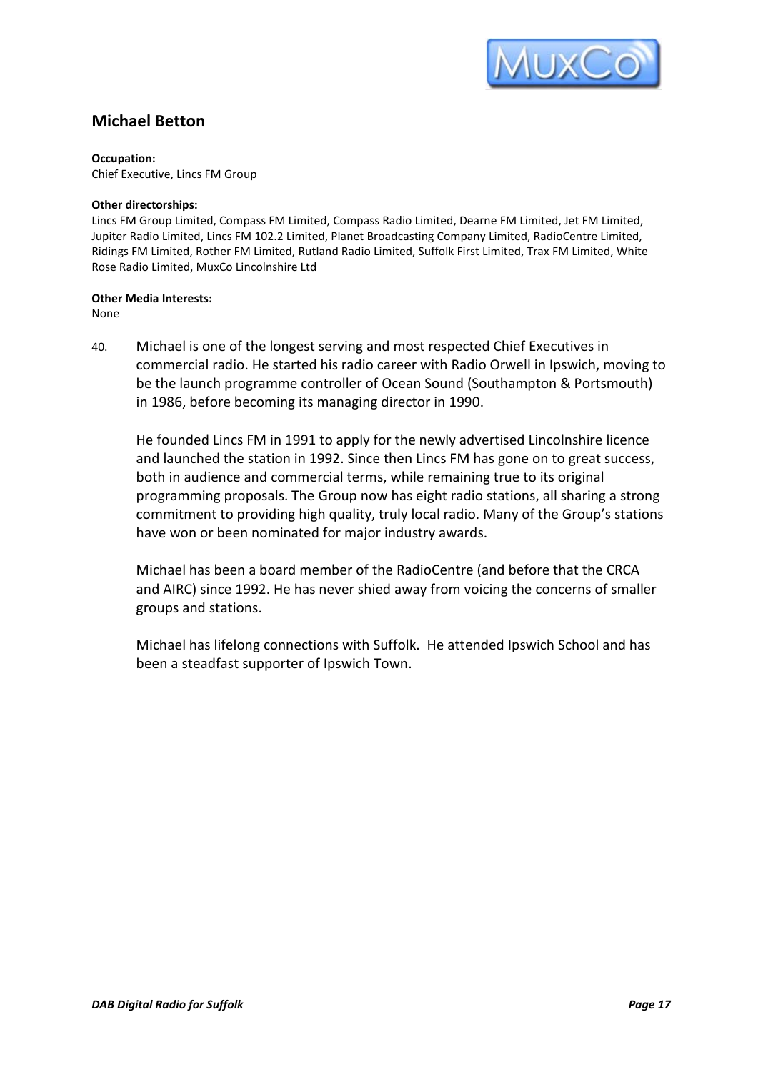## Michael Betton

**Occupation:**
Chief Executive, Lincs FM Group

**Other directorships:**
Lincs FM Group Limited, Compass FM Limited, Compass Radio Limited, Dearne FM Limited, Jet FM Limited, Jupiter Radio Limited, Lincs FM 102.2 Limited, Planet Broadcasting Company Limited, RadioCentre Limited, Ridings FM Limited, Rother FM Limited, Rutland Radio Limited, Suffolk First Limited, Trax FM Limited, White Rose Radio Limited, MuxCo Lincolnshire Ltd

**Other Media Interests:**
None

40. Michael is one of the longest serving and most respected Chief Executives in commercial radio. He started his radio career with Radio Orwell in Ipswich, moving to be the launch programme controller of Ocean Sound (Southampton & Portsmouth) in 1986, before becoming its managing director in 1990.

He founded Lincs FM in 1991 to apply for the newly advertised Lincolnshire licence and launched the station in 1992. Since then Lincs FM has gone on to great success, both in audience and commercial terms, while remaining true to its original programming proposals. The Group now has eight radio stations, all sharing a strong commitment to providing high quality, truly local radio. Many of the Group's stations have won or been nominated for major industry awards.

Michael has been a board member of the RadioCentre (and before that the CRCA and AIRC) since 1992. He has never shied away from voicing the concerns of smaller groups and stations.

Michael has lifelong connections with Suffolk. He attended Ipswich School and has been a steadfast supporter of Ipswich Town.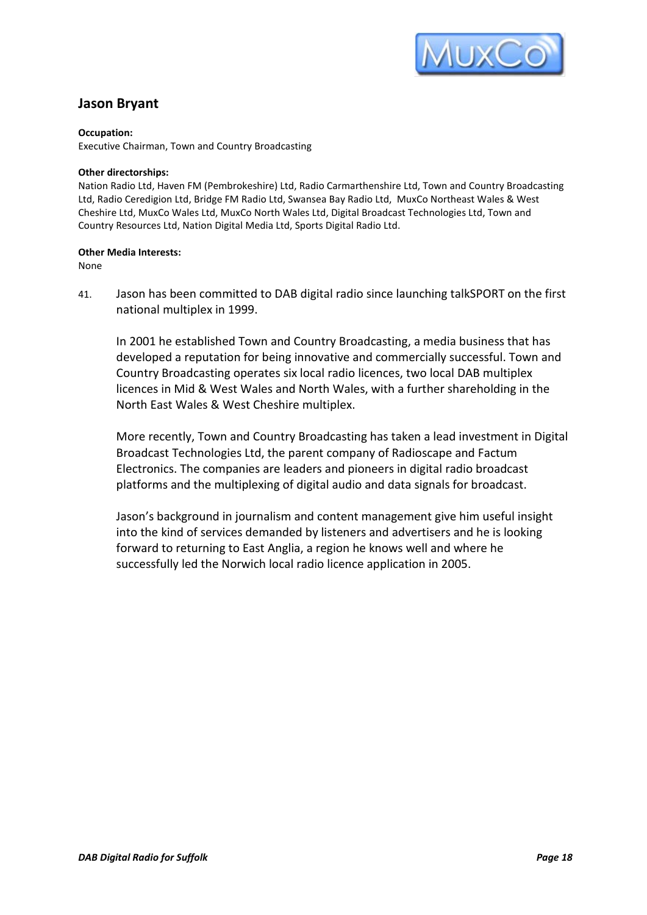## Jason Bryant

**Occupation:**
Executive Chairman, Town and Country Broadcasting

**Other directorships:**
Nation Radio Ltd, Haven FM (Pembrokeshire) Ltd, Radio Carmarthenshire Ltd, Town and Country Broadcasting Ltd, Radio Ceredigion Ltd, Bridge FM Radio Ltd, Swansea Bay Radio Ltd, MuxCo Northeast Wales & West Cheshire Ltd, MuxCo Wales Ltd, MuxCo North Wales Ltd, Digital Broadcast Technologies Ltd, Town and Country Resources Ltd, Nation Digital Media Ltd, Sports Digital Radio Ltd.

**Other Media Interests:**
None

41. Jason has been committed to DAB digital radio since launching talkSPORT on the first national multiplex in 1999.

    In 2001 he established Town and Country Broadcasting, a media business that has developed a reputation for being innovative and commercially successful. Town and Country Broadcasting operates six local radio licences, two local DAB multiplex licences in Mid & West Wales and North Wales, with a further shareholding in the North East Wales & West Cheshire multiplex.

    More recently, Town and Country Broadcasting has taken a lead investment in Digital Broadcast Technologies Ltd, the parent company of Radioscape and Factum Electronics. The companies are leaders and pioneers in digital radio broadcast platforms and the multiplexing of digital audio and data signals for broadcast.

    Jason's background in journalism and content management give him useful insight into the kind of services demanded by listeners and advertisers and he is looking forward to returning to East Anglia, a region he knows well and where he successfully led the Norwich local radio licence application in 2005.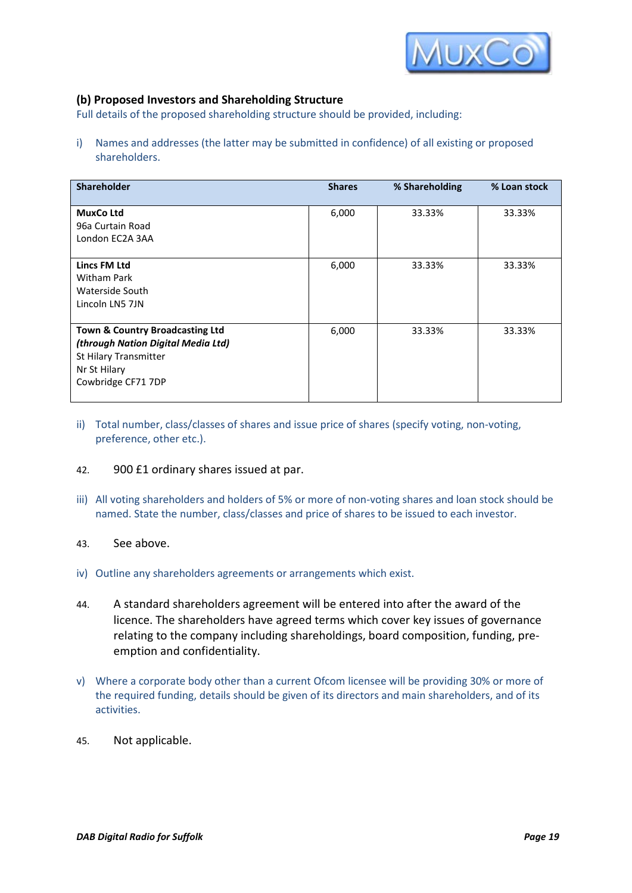### (b) Proposed Investors and Shareholding Structure

Full details of the proposed shareholding structure should be provided, including:

i) Names and addresses (the latter may be submitted in confidence) of all existing or proposed shareholders.

| Shareholder | Shares | % Shareholding | % Loan stock |
|---|---|---|---|
| **MuxCo Ltd**<br>96a Curtain Road<br>London EC2A 3AA | 6,000 | 33.33% | 33.33% |
| **Lincs FM Ltd**<br>Witham Park<br>Waterside South<br>Lincoln LN5 7JN | 6,000 | 33.33% | 33.33% |
| **Town & Country Broadcasting Ltd**<br>***(through Nation Digital Media Ltd)***<br>St Hilary Transmitter<br>Nr St Hilary<br>Cowbridge CF71 7DP | 6,000 | 33.33% | 33.33% |

ii) Total number, class/classes of shares and issue price of shares (specify voting, non-voting, preference, other etc.).

42. 900 £1 ordinary shares issued at par.

iii) All voting shareholders and holders of 5% or more of non-voting shares and loan stock should be named. State the number, class/classes and price of shares to be issued to each investor.

43. See above.

iv) Outline any shareholders agreements or arrangements which exist.

44. A standard shareholders agreement will be entered into after the award of the licence. The shareholders have agreed terms which cover key issues of governance relating to the company including shareholdings, board composition, funding, pre-emption and confidentiality.

v) Where a corporate body other than a current Ofcom licensee will be providing 30% or more of the required funding, details should be given of its directors and main shareholders, and of its activities.

45. Not applicable.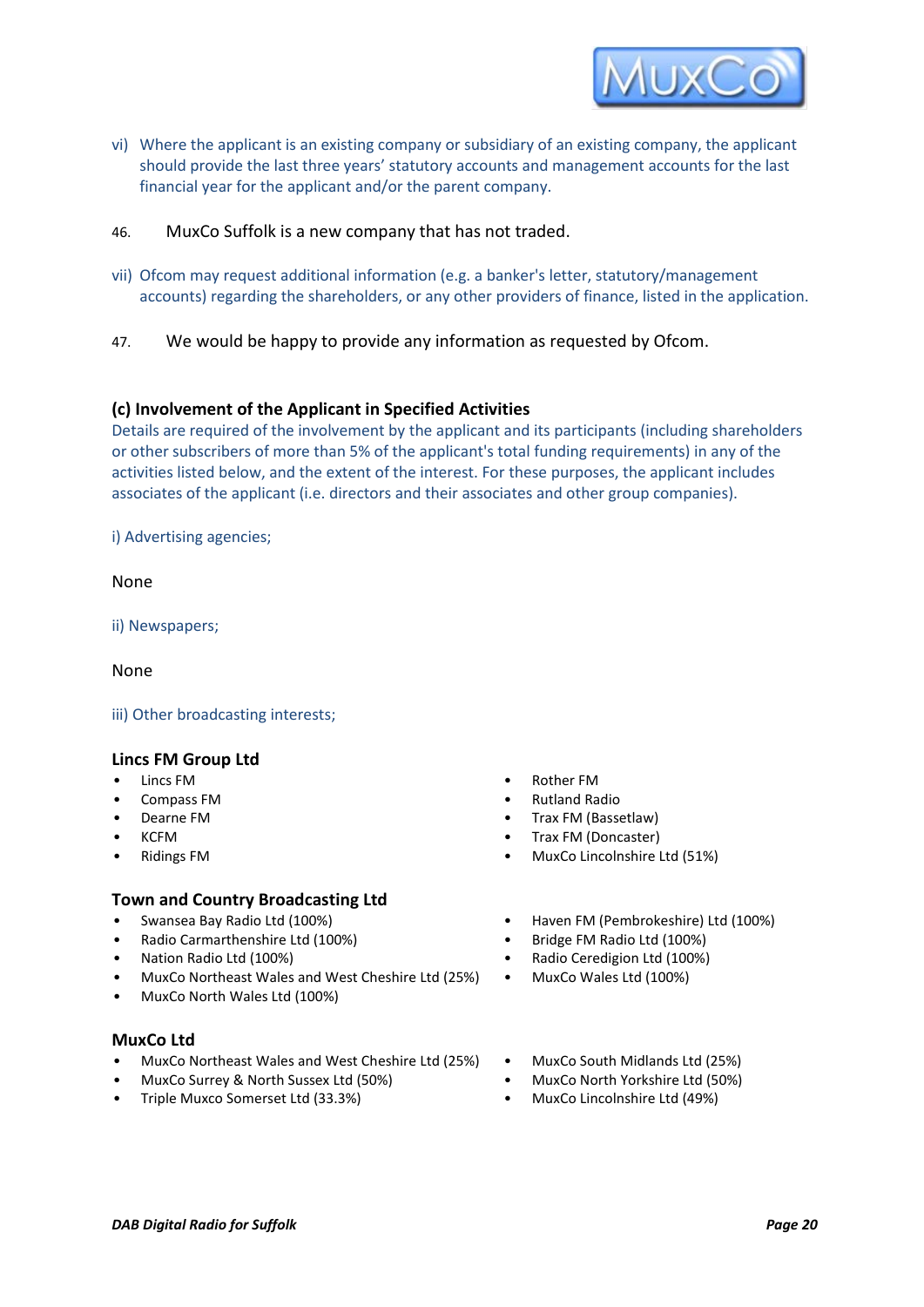vi) Where the applicant is an existing company or subsidiary of an existing company, the applicant should provide the last three years' statutory accounts and management accounts for the last financial year for the applicant and/or the parent company.

46. MuxCo Suffolk is a new company that has not traded.

vii) Ofcom may request additional information (e.g. a banker's letter, statutory/management accounts) regarding the shareholders, or any other providers of finance, listed in the application.

47. We would be happy to provide any information as requested by Ofcom.

### (c) Involvement of the Applicant in Specified Activities

Details are required of the involvement by the applicant and its participants (including shareholders or other subscribers of more than 5% of the applicant's total funding requirements) in any of the activities listed below, and the extent of the interest. For these purposes, the applicant includes associates of the applicant (i.e. directors and their associates and other group companies).

i) Advertising agencies;

None

ii) Newspapers;

None

iii) Other broadcasting interests;

#### Lincs FM Group Ltd

- Lincs FM
- Compass FM
- Dearne FM
- KCFM
- Ridings FM
- Rother FM
- Rutland Radio
- Trax FM (Bassetlaw)
- Trax FM (Doncaster)
- MuxCo Lincolnshire Ltd (51%)

#### Town and Country Broadcasting Ltd

- Swansea Bay Radio Ltd (100%)
- Radio Carmarthenshire Ltd (100%)
- Nation Radio Ltd (100%)
- MuxCo Northeast Wales and West Cheshire Ltd (25%)
- MuxCo North Wales Ltd (100%)
- Haven FM (Pembrokeshire) Ltd (100%)
- Bridge FM Radio Ltd (100%)
- Radio Ceredigion Ltd (100%)
- MuxCo Wales Ltd (100%)

#### MuxCo Ltd

- MuxCo Northeast Wales and West Cheshire Ltd (25%)
- MuxCo Surrey & North Sussex Ltd (50%)
- Triple Muxco Somerset Ltd (33.3%)
- MuxCo South Midlands Ltd (25%)
- MuxCo North Yorkshire Ltd (50%)
- MuxCo Lincolnshire Ltd (49%)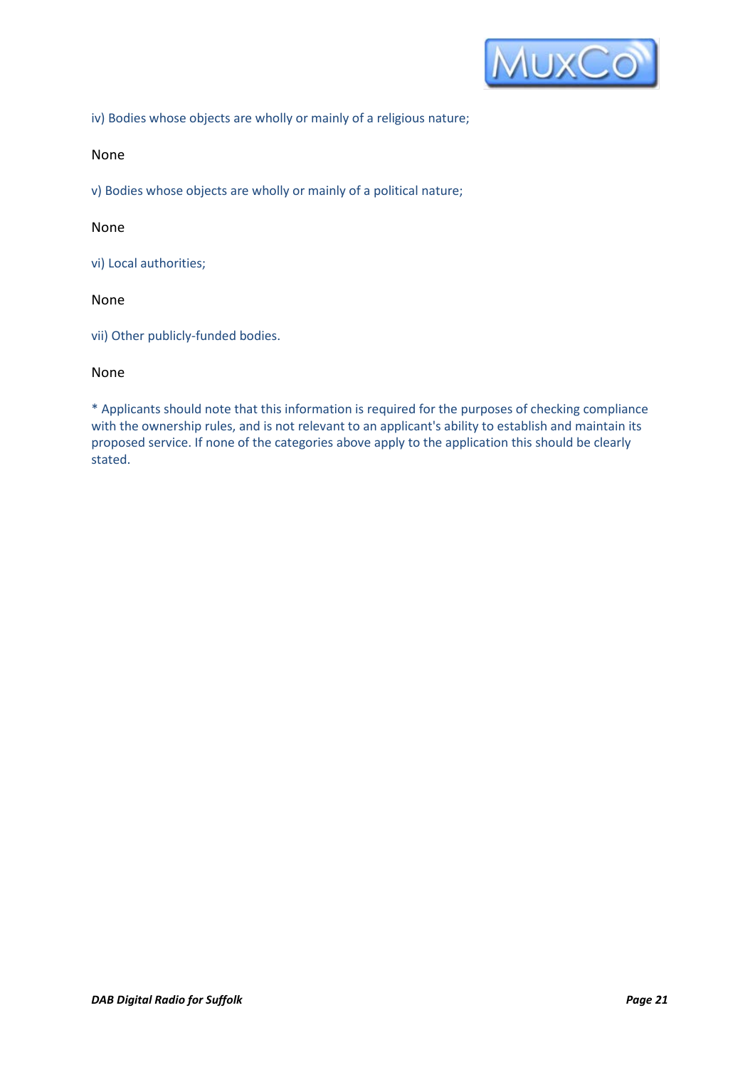iv) Bodies whose objects are wholly or mainly of a religious nature;

None

v) Bodies whose objects are wholly or mainly of a political nature;

None

vi) Local authorities;

None

vii) Other publicly-funded bodies.

None

* Applicants should note that this information is required for the purposes of checking compliance with the ownership rules, and is not relevant to an applicant's ability to establish and maintain its proposed service. If none of the categories above apply to the application this should be clearly stated.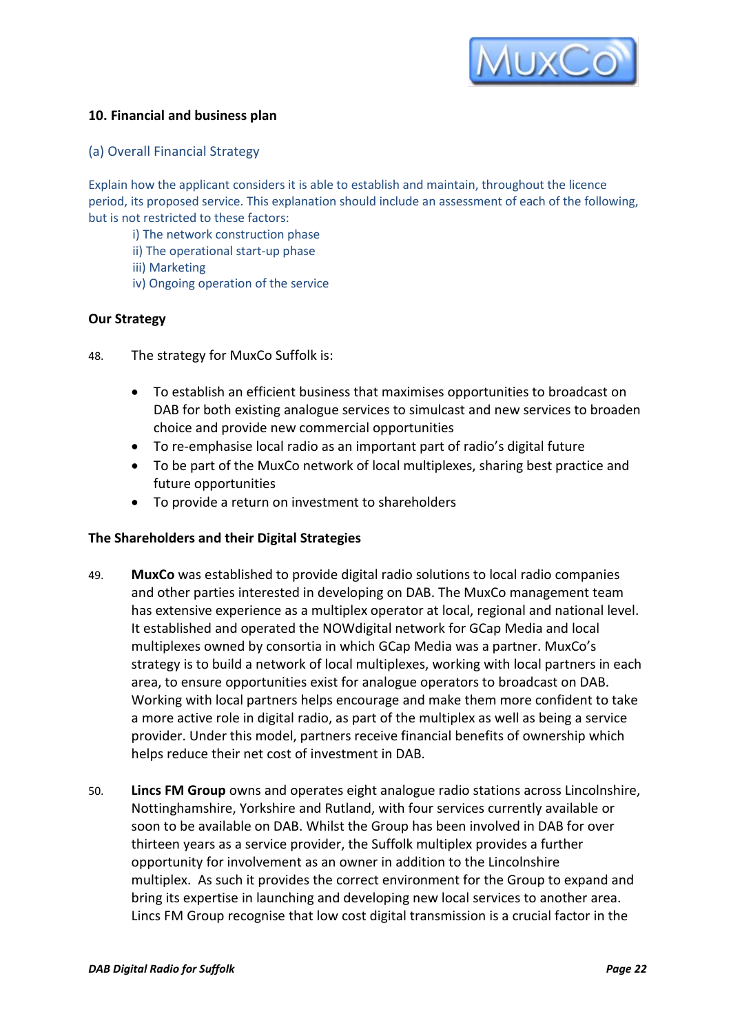## 10. Financial and business plan

### (a) Overall Financial Strategy

Explain how the applicant considers it is able to establish and maintain, throughout the licence period, its proposed service. This explanation should include an assessment of each of the following, but is not restricted to these factors:

- i) The network construction phase
- ii) The operational start-up phase
- iii) Marketing
- iv) Ongoing operation of the service

**Our Strategy**

48. The strategy for MuxCo Suffolk is:

- To establish an efficient business that maximises opportunities to broadcast on DAB for both existing analogue services to simulcast and new services to broaden choice and provide new commercial opportunities
- To re-emphasise local radio as an important part of radio's digital future
- To be part of the MuxCo network of local multiplexes, sharing best practice and future opportunities
- To provide a return on investment to shareholders

**The Shareholders and their Digital Strategies**

49. **MuxCo** was established to provide digital radio solutions to local radio companies and other parties interested in developing on DAB. The MuxCo management team has extensive experience as a multiplex operator at local, regional and national level. It established and operated the NOWdigital network for GCap Media and local multiplexes owned by consortia in which GCap Media was a partner. MuxCo's strategy is to build a network of local multiplexes, working with local partners in each area, to ensure opportunities exist for analogue operators to broadcast on DAB. Working with local partners helps encourage and make them more confident to take a more active role in digital radio, as part of the multiplex as well as being a service provider. Under this model, partners receive financial benefits of ownership which helps reduce their net cost of investment in DAB.

50. **Lincs FM Group** owns and operates eight analogue radio stations across Lincolnshire, Nottinghamshire, Yorkshire and Rutland, with four services currently available or soon to be available on DAB. Whilst the Group has been involved in DAB for over thirteen years as a service provider, the Suffolk multiplex provides a further opportunity for involvement as an owner in addition to the Lincolnshire multiplex. As such it provides the correct environment for the Group to expand and bring its expertise in launching and developing new local services to another area. Lincs FM Group recognise that low cost digital transmission is a crucial factor in the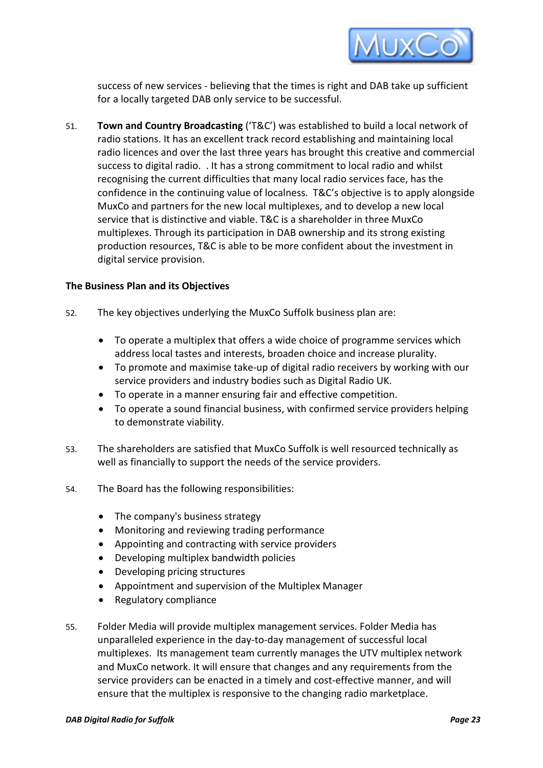success of new services - believing that the times is right and DAB take up sufficient for a locally targeted DAB only service to be successful.

51. **Town and Country Broadcasting** ('T&C') was established to build a local network of radio stations. It has an excellent track record establishing and maintaining local radio licences and over the last three years has brought this creative and commercial success to digital radio. . It has a strong commitment to local radio and whilst recognising the current difficulties that many local radio services face, has the confidence in the continuing value of localness. T&C's objective is to apply alongside MuxCo and partners for the new local multiplexes, and to develop a new local service that is distinctive and viable. T&C is a shareholder in three MuxCo multiplexes. Through its participation in DAB ownership and its strong existing production resources, T&C is able to be more confident about the investment in digital service provision.

**The Business Plan and its Objectives**

52. The key objectives underlying the MuxCo Suffolk business plan are:

- To operate a multiplex that offers a wide choice of programme services which address local tastes and interests, broaden choice and increase plurality.
- To promote and maximise take-up of digital radio receivers by working with our service providers and industry bodies such as Digital Radio UK.
- To operate in a manner ensuring fair and effective competition.
- To operate a sound financial business, with confirmed service providers helping to demonstrate viability.

53. The shareholders are satisfied that MuxCo Suffolk is well resourced technically as well as financially to support the needs of the service providers.

54. The Board has the following responsibilities:

- The company's business strategy
- Monitoring and reviewing trading performance
- Appointing and contracting with service providers
- Developing multiplex bandwidth policies
- Developing pricing structures
- Appointment and supervision of the Multiplex Manager
- Regulatory compliance

55. Folder Media will provide multiplex management services. Folder Media has unparalleled experience in the day-to-day management of successful local multiplexes. Its management team currently manages the UTV multiplex network and MuxCo network. It will ensure that changes and any requirements from the service providers can be enacted in a timely and cost-effective manner, and will ensure that the multiplex is responsive to the changing radio marketplace.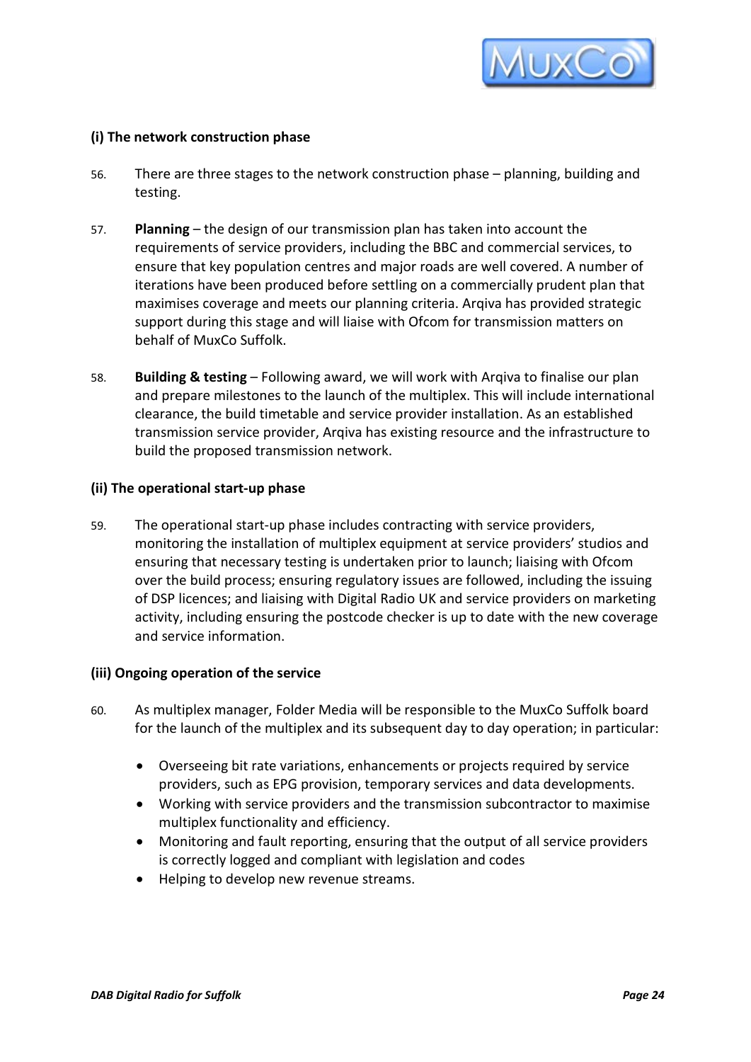**(i) The network construction phase**

56. There are three stages to the network construction phase – planning, building and testing.

57. **Planning** – the design of our transmission plan has taken into account the requirements of service providers, including the BBC and commercial services, to ensure that key population centres and major roads are well covered. A number of iterations have been produced before settling on a commercially prudent plan that maximises coverage and meets our planning criteria. Arqiva has provided strategic support during this stage and will liaise with Ofcom for transmission matters on behalf of MuxCo Suffolk.

58. **Building & testing** – Following award, we will work with Arqiva to finalise our plan and prepare milestones to the launch of the multiplex. This will include international clearance, the build timetable and service provider installation. As an established transmission service provider, Arqiva has existing resource and the infrastructure to build the proposed transmission network.

**(ii) The operational start-up phase**

59. The operational start-up phase includes contracting with service providers, monitoring the installation of multiplex equipment at service providers' studios and ensuring that necessary testing is undertaken prior to launch; liaising with Ofcom over the build process; ensuring regulatory issues are followed, including the issuing of DSP licences; and liaising with Digital Radio UK and service providers on marketing activity, including ensuring the postcode checker is up to date with the new coverage and service information.

**(iii) Ongoing operation of the service**

60. As multiplex manager, Folder Media will be responsible to the MuxCo Suffolk board for the launch of the multiplex and its subsequent day to day operation; in particular:

    - Overseeing bit rate variations, enhancements or projects required by service providers, such as EPG provision, temporary services and data developments.
    - Working with service providers and the transmission subcontractor to maximise multiplex functionality and efficiency.
    - Monitoring and fault reporting, ensuring that the output of all service providers is correctly logged and compliant with legislation and codes
    - Helping to develop new revenue streams.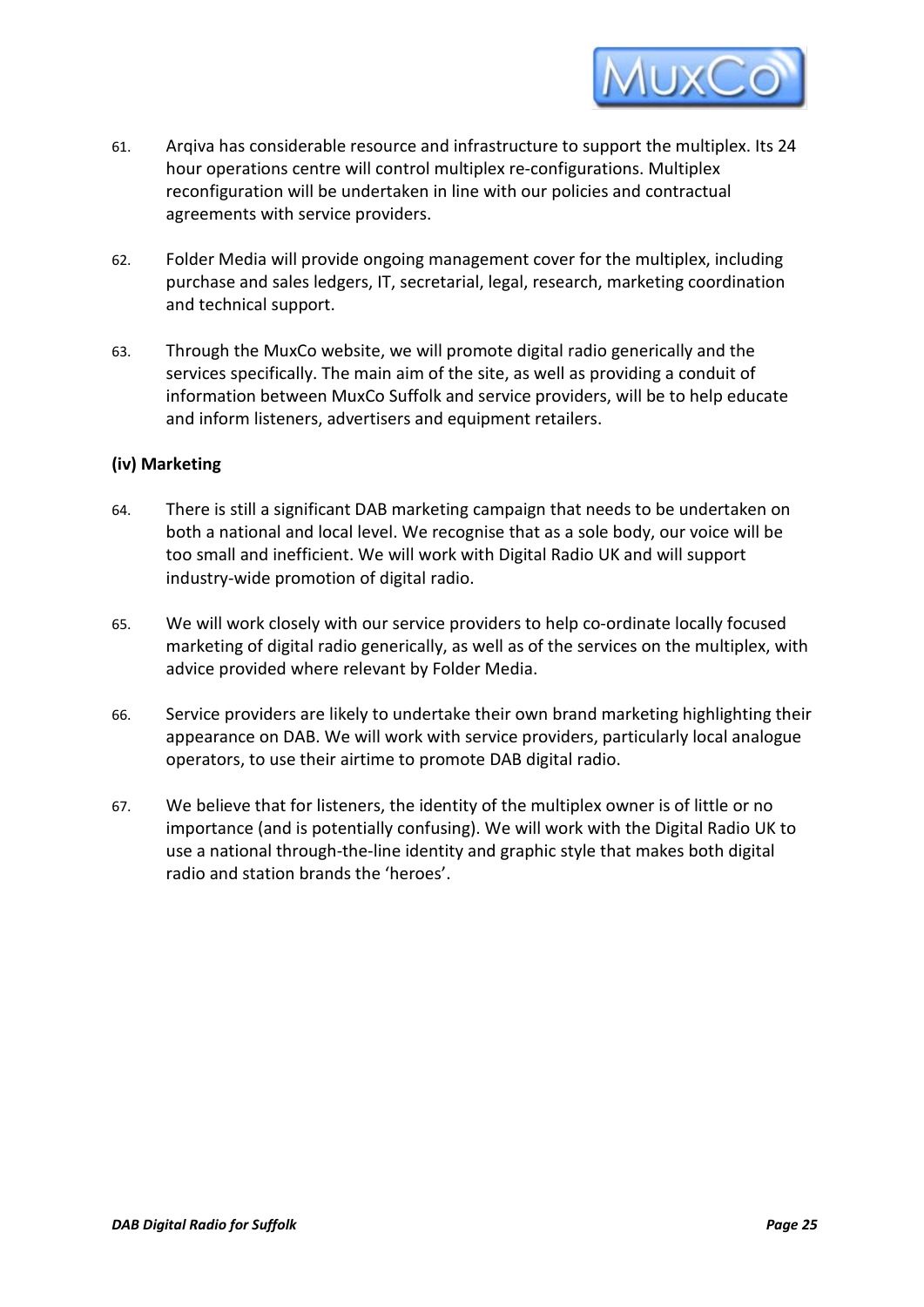61. Arqiva has considerable resource and infrastructure to support the multiplex. Its 24 hour operations centre will control multiplex re-configurations. Multiplex reconfiguration will be undertaken in line with our policies and contractual agreements with service providers.

62. Folder Media will provide ongoing management cover for the multiplex, including purchase and sales ledgers, IT, secretarial, legal, research, marketing coordination and technical support.

63. Through the MuxCo website, we will promote digital radio generically and the services specifically. The main aim of the site, as well as providing a conduit of information between MuxCo Suffolk and service providers, will be to help educate and inform listeners, advertisers and equipment retailers.

**(iv) Marketing**

64. There is still a significant DAB marketing campaign that needs to be undertaken on both a national and local level. We recognise that as a sole body, our voice will be too small and inefficient. We will work with Digital Radio UK and will support industry-wide promotion of digital radio.

65. We will work closely with our service providers to help co-ordinate locally focused marketing of digital radio generically, as well as of the services on the multiplex, with advice provided where relevant by Folder Media.

66. Service providers are likely to undertake their own brand marketing highlighting their appearance on DAB. We will work with service providers, particularly local analogue operators, to use their airtime to promote DAB digital radio.

67. We believe that for listeners, the identity of the multiplex owner is of little or no importance (and is potentially confusing). We will work with the Digital Radio UK to use a national through-the-line identity and graphic style that makes both digital radio and station brands the 'heroes'.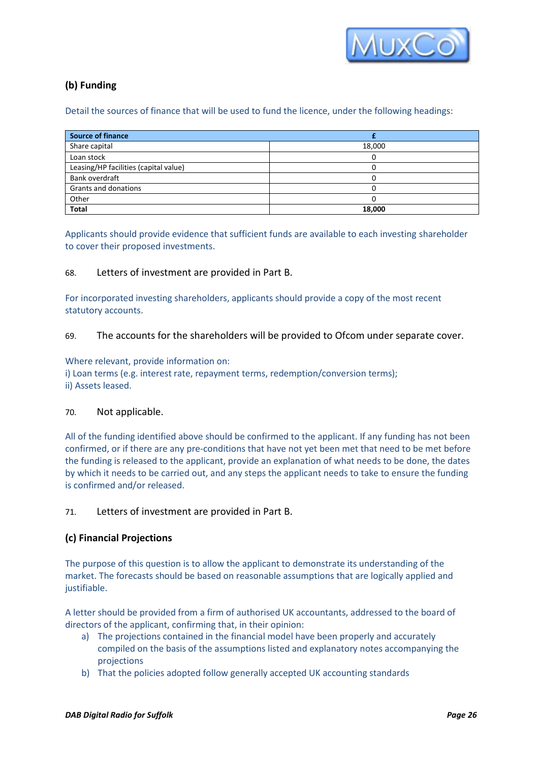### (b) Funding

Detail the sources of finance that will be used to fund the licence, under the following headings:

| Source of finance | £ |
|---|---|
| Share capital | 18,000 |
| Loan stock | 0 |
| Leasing/HP facilities (capital value) | 0 |
| Bank overdraft | 0 |
| Grants and donations | 0 |
| Other | 0 |
| **Total** | **18,000** |

Applicants should provide evidence that sufficient funds are available to each investing shareholder to cover their proposed investments.

68. Letters of investment are provided in Part B.

For incorporated investing shareholders, applicants should provide a copy of the most recent statutory accounts.

69. The accounts for the shareholders will be provided to Ofcom under separate cover.

Where relevant, provide information on:
i) Loan terms (e.g. interest rate, repayment terms, redemption/conversion terms);
ii) Assets leased.

70. Not applicable.

All of the funding identified above should be confirmed to the applicant. If any funding has not been confirmed, or if there are any pre-conditions that have not yet been met that need to be met before the funding is released to the applicant, provide an explanation of what needs to be done, the dates by which it needs to be carried out, and any steps the applicant needs to take to ensure the funding is confirmed and/or released.

71. Letters of investment are provided in Part B.

### (c) Financial Projections

The purpose of this question is to allow the applicant to demonstrate its understanding of the market. The forecasts should be based on reasonable assumptions that are logically applied and justifiable.

A letter should be provided from a firm of authorised UK accountants, addressed to the board of directors of the applicant, confirming that, in their opinion:

a) The projections contained in the financial model have been properly and accurately compiled on the basis of the assumptions listed and explanatory notes accompanying the projections
b) That the policies adopted follow generally accepted UK accounting standards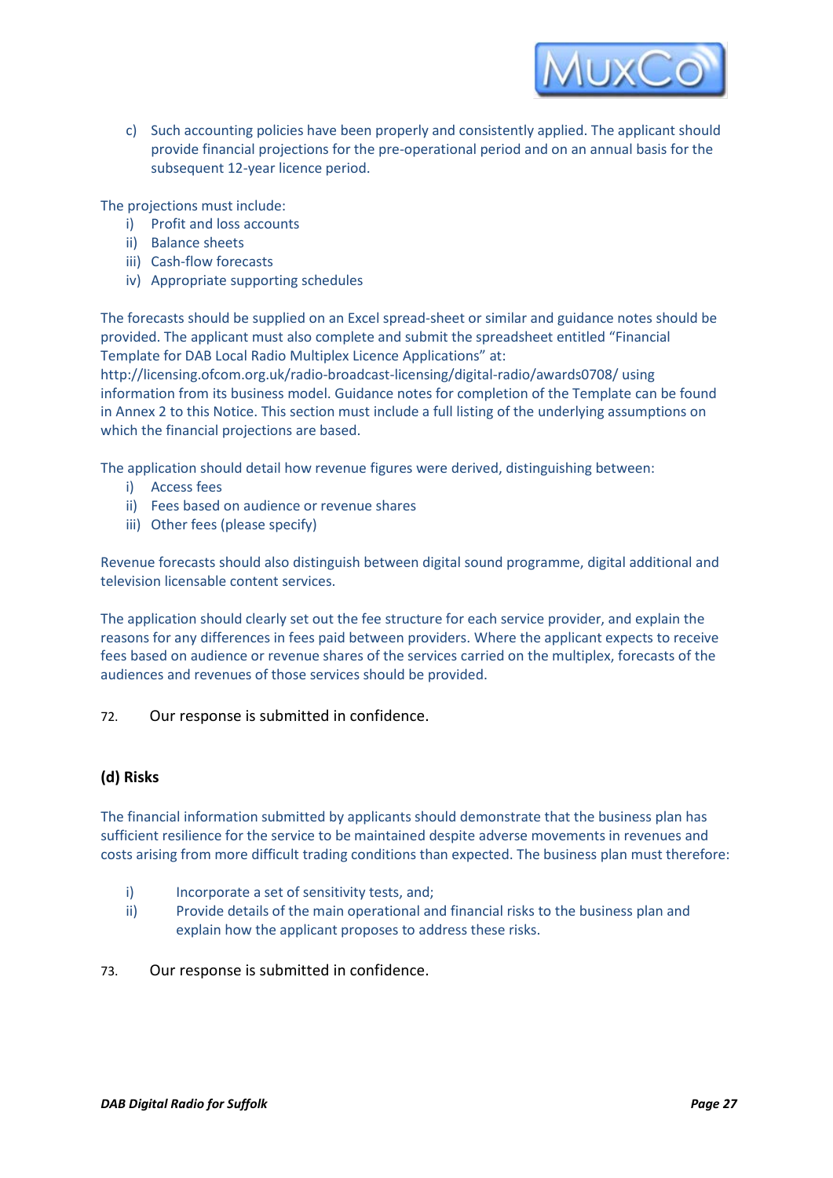c) Such accounting policies have been properly and consistently applied. The applicant should provide financial projections for the pre-operational period and on an annual basis for the subsequent 12-year licence period.

The projections must include:

i) Profit and loss accounts
ii) Balance sheets
iii) Cash-flow forecasts
iv) Appropriate supporting schedules

The forecasts should be supplied on an Excel spread-sheet or similar and guidance notes should be provided. The applicant must also complete and submit the spreadsheet entitled "Financial Template for DAB Local Radio Multiplex Licence Applications" at: http://licensing.ofcom.org.uk/radio-broadcast-licensing/digital-radio/awards0708/ using information from its business model. Guidance notes for completion of the Template can be found in Annex 2 to this Notice. This section must include a full listing of the underlying assumptions on which the financial projections are based.

The application should detail how revenue figures were derived, distinguishing between:

i) Access fees
ii) Fees based on audience or revenue shares
iii) Other fees (please specify)

Revenue forecasts should also distinguish between digital sound programme, digital additional and television licensable content services.

The application should clearly set out the fee structure for each service provider, and explain the reasons for any differences in fees paid between providers. Where the applicant expects to receive fees based on audience or revenue shares of the services carried on the multiplex, forecasts of the audiences and revenues of those services should be provided.

72. Our response is submitted in confidence.

**(d) Risks**

The financial information submitted by applicants should demonstrate that the business plan has sufficient resilience for the service to be maintained despite adverse movements in revenues and costs arising from more difficult trading conditions than expected. The business plan must therefore:

i) Incorporate a set of sensitivity tests, and;
ii) Provide details of the main operational and financial risks to the business plan and explain how the applicant proposes to address these risks.

73. Our response is submitted in confidence.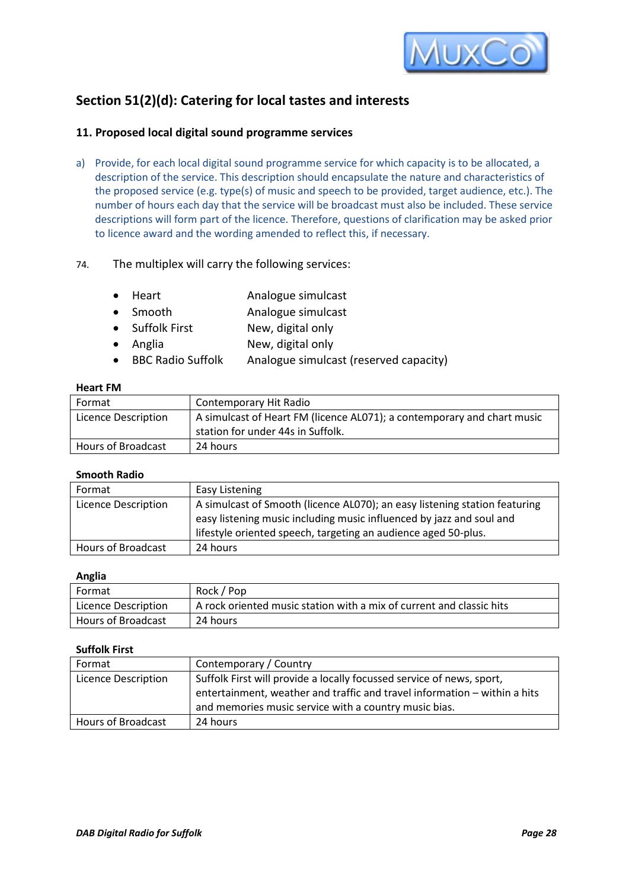## Section 51(2)(d): Catering for local tastes and interests

### 11. Proposed local digital sound programme services

a) Provide, for each local digital sound programme service for which capacity is to be allocated, a description of the service. This description should encapsulate the nature and characteristics of the proposed service (e.g. type(s) of music and speech to be provided, target audience, etc.). The number of hours each day that the service will be broadcast must also be included. These service descriptions will form part of the licence. Therefore, questions of clarification may be asked prior to licence award and the wording amended to reflect this, if necessary.

74. The multiplex will carry the following services:

- Heart — Analogue simulcast
- Smooth — Analogue simulcast
- Suffolk First — New, digital only
- Anglia — New, digital only
- BBC Radio Suffolk — Analogue simulcast (reserved capacity)

**Heart FM**

| Format | Contemporary Hit Radio |
|---|---|
| Licence Description | A simulcast of Heart FM (licence AL071); a contemporary and chart music station for under 44s in Suffolk. |
| Hours of Broadcast | 24 hours |

**Smooth Radio**

| Format | Easy Listening |
|---|---|
| Licence Description | A simulcast of Smooth (licence AL070); an easy listening station featuring easy listening music including music influenced by jazz and soul and lifestyle oriented speech, targeting an audience aged 50-plus. |
| Hours of Broadcast | 24 hours |

**Anglia**

| Format | Rock / Pop |
|---|---|
| Licence Description | A rock oriented music station with a mix of current and classic hits |
| Hours of Broadcast | 24 hours |

**Suffolk First**

| Format | Contemporary / Country |
|---|---|
| Licence Description | Suffolk First will provide a locally focussed service of news, sport, entertainment, weather and traffic and travel information – within a hits and memories music service with a country music bias. |
| Hours of Broadcast | 24 hours |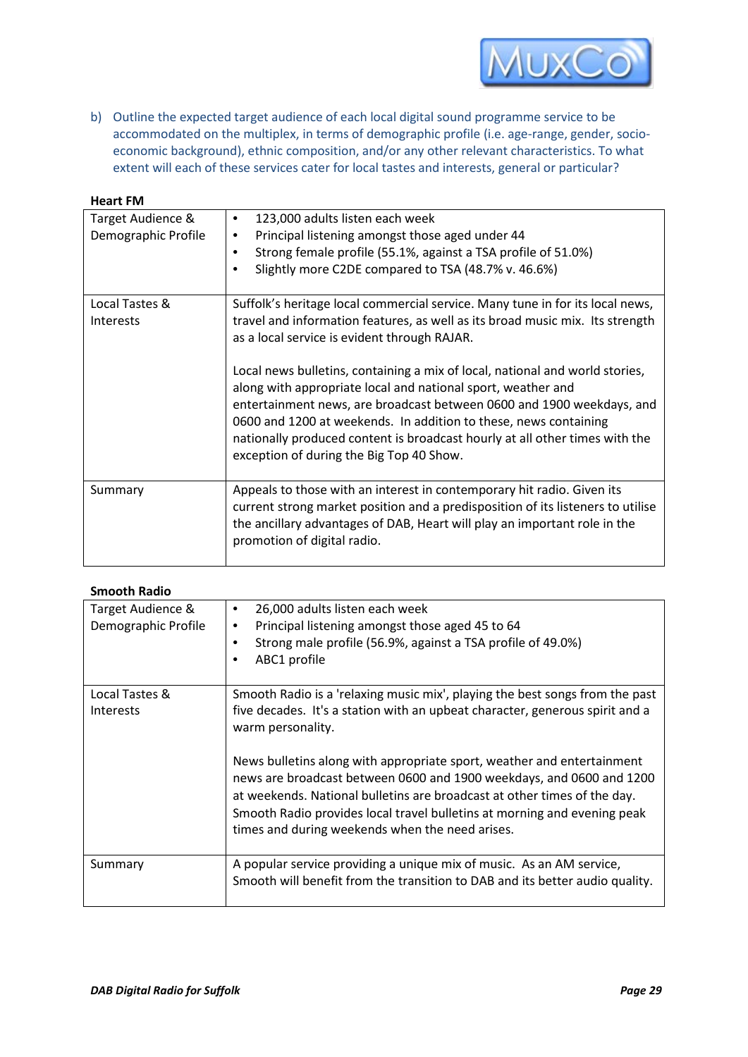b) Outline the expected target audience of each local digital sound programme service to be accommodated on the multiplex, in terms of demographic profile (i.e. age-range, gender, socio-economic background), ethnic composition, and/or any other relevant characteristics. To what extent will each of these services cater for local tastes and interests, general or particular?

**Heart FM**

| | |
|---|---|
| Target Audience & Demographic Profile | • 123,000 adults listen each week<br>• Principal listening amongst those aged under 44<br>• Strong female profile (55.1%, against a TSA profile of 51.0%)<br>• Slightly more C2DE compared to TSA (48.7% v. 46.6%) |
| Local Tastes & Interests | Suffolk's heritage local commercial service. Many tune in for its local news, travel and information features, as well as its broad music mix. Its strength as a local service is evident through RAJAR.<br><br>Local news bulletins, containing a mix of local, national and world stories, along with appropriate local and national sport, weather and entertainment news, are broadcast between 0600 and 1900 weekdays, and 0600 and 1200 at weekends. In addition to these, news containing nationally produced content is broadcast hourly at all other times with the exception of during the Big Top 40 Show. |
| Summary | Appeals to those with an interest in contemporary hit radio. Given its current strong market position and a predisposition of its listeners to utilise the ancillary advantages of DAB, Heart will play an important role in the promotion of digital radio. |

**Smooth Radio**

| | |
|---|---|
| Target Audience & Demographic Profile | • 26,000 adults listen each week<br>• Principal listening amongst those aged 45 to 64<br>• Strong male profile (56.9%, against a TSA profile of 49.0%)<br>• ABC1 profile |
| Local Tastes & Interests | Smooth Radio is a 'relaxing music mix', playing the best songs from the past five decades. It's a station with an upbeat character, generous spirit and a warm personality.<br><br>News bulletins along with appropriate sport, weather and entertainment news are broadcast between 0600 and 1900 weekdays, and 0600 and 1200 at weekends. National bulletins are broadcast at other times of the day. Smooth Radio provides local travel bulletins at morning and evening peak times and during weekends when the need arises. |
| Summary | A popular service providing a unique mix of music. As an AM service, Smooth will benefit from the transition to DAB and its better audio quality. |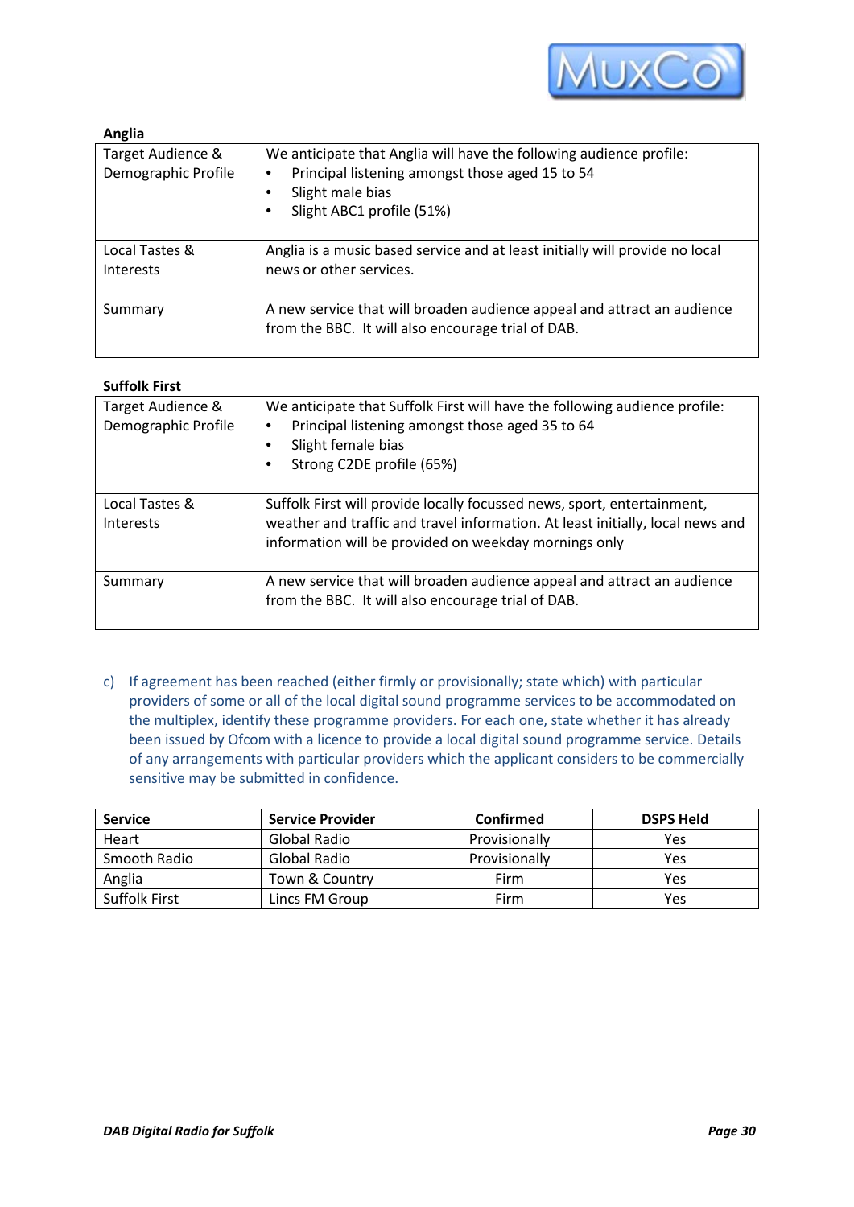**Anglia**

| | |
|---|---|
| Target Audience & Demographic Profile | We anticipate that Anglia will have the following audience profile:<br>• Principal listening amongst those aged 15 to 54<br>• Slight male bias<br>• Slight ABC1 profile (51%) |
| Local Tastes & Interests | Anglia is a music based service and at least initially will provide no local news or other services. |
| Summary | A new service that will broaden audience appeal and attract an audience from the BBC. It will also encourage trial of DAB. |

**Suffolk First**

| | |
|---|---|
| Target Audience & Demographic Profile | We anticipate that Suffolk First will have the following audience profile:<br>• Principal listening amongst those aged 35 to 64<br>• Slight female bias<br>• Strong C2DE profile (65%) |
| Local Tastes & Interests | Suffolk First will provide locally focussed news, sport, entertainment, weather and traffic and travel information. At least initially, local news and information will be provided on weekday mornings only |
| Summary | A new service that will broaden audience appeal and attract an audience from the BBC. It will also encourage trial of DAB. |

c) If agreement has been reached (either firmly or provisionally; state which) with particular providers of some or all of the local digital sound programme services to be accommodated on the multiplex, identify these programme providers. For each one, state whether it has already been issued by Ofcom with a licence to provide a local digital sound programme service. Details of any arrangements with particular providers which the applicant considers to be commercially sensitive may be submitted in confidence.

| Service | Service Provider | Confirmed | DSPS Held |
|---|---|---|---|
| Heart | Global Radio | Provisionally | Yes |
| Smooth Radio | Global Radio | Provisionally | Yes |
| Anglia | Town & Country | Firm | Yes |
| Suffolk First | Lincs FM Group | Firm | Yes |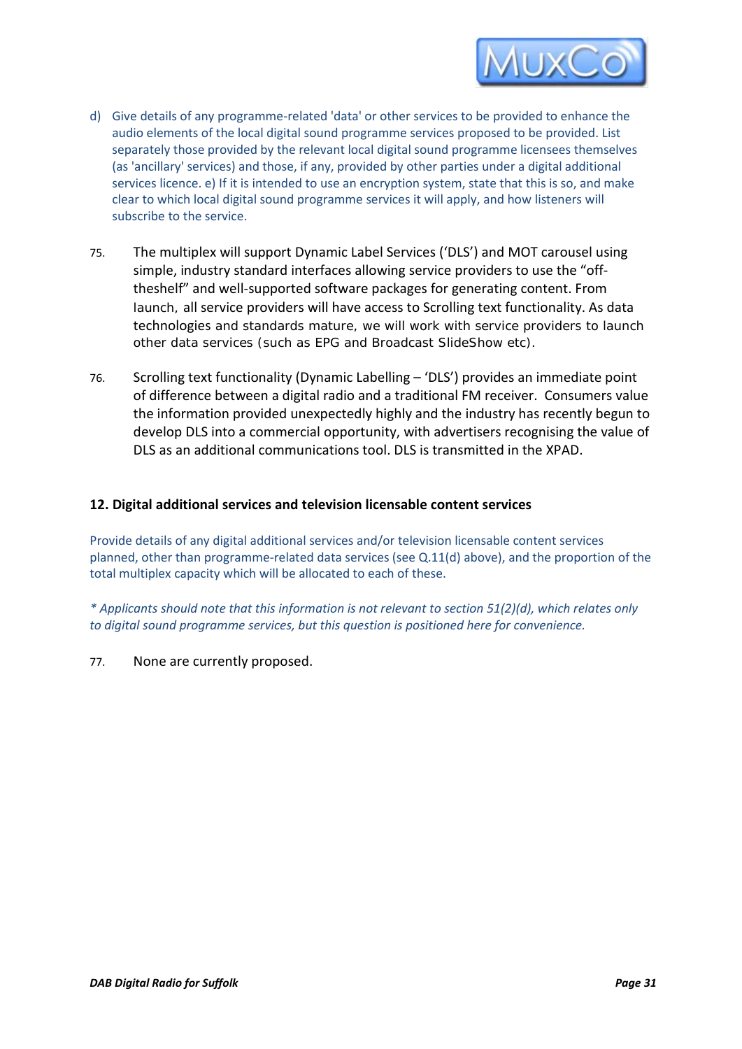d) Give details of any programme-related 'data' or other services to be provided to enhance the audio elements of the local digital sound programme services proposed to be provided. List separately those provided by the relevant local digital sound programme licensees themselves (as 'ancillary' services) and those, if any, provided by other parties under a digital additional services licence. e) If it is intended to use an encryption system, state that this is so, and make clear to which local digital sound programme services it will apply, and how listeners will subscribe to the service.

75. The multiplex will support Dynamic Label Services ('DLS') and MOT carousel using simple, industry standard interfaces allowing service providers to use the "off-theshelf" and well-supported software packages for generating content. From launch, all service providers will have access to Scrolling text functionality. As data technologies and standards mature, we will work with service providers to launch other data services (such as EPG and Broadcast SlideShow etc).

76. Scrolling text functionality (Dynamic Labelling – 'DLS') provides an immediate point of difference between a digital radio and a traditional FM receiver. Consumers value the information provided unexpectedly highly and the industry has recently begun to develop DLS into a commercial opportunity, with advertisers recognising the value of DLS as an additional communications tool. DLS is transmitted in the XPAD.

## 12. Digital additional services and television licensable content services

Provide details of any digital additional services and/or television licensable content services planned, other than programme-related data services (see Q.11(d) above), and the proportion of the total multiplex capacity which will be allocated to each of these.

*\* Applicants should note that this information is not relevant to section 51(2)(d), which relates only to digital sound programme services, but this question is positioned here for convenience.*

77. None are currently proposed.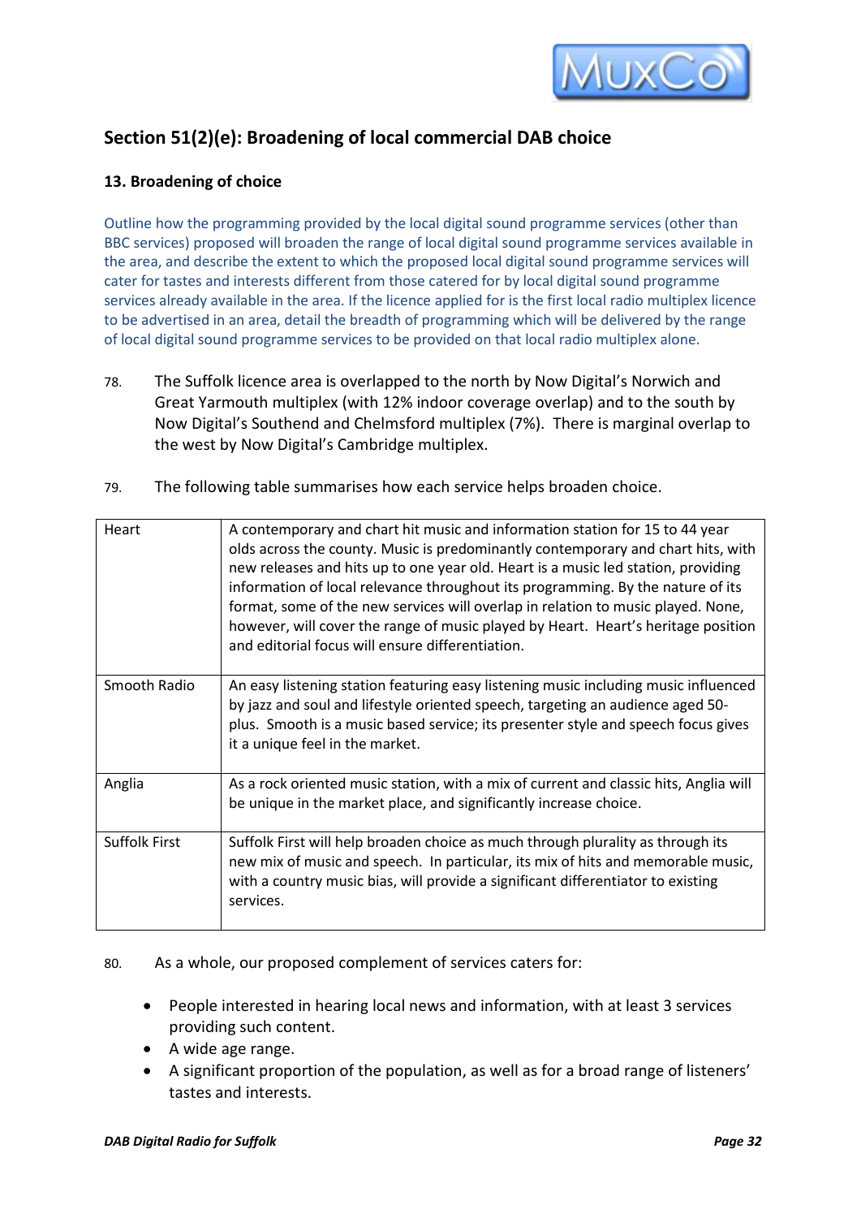## Section 51(2)(e): Broadening of local commercial DAB choice

### 13. Broadening of choice

Outline how the programming provided by the local digital sound programme services (other than BBC services) proposed will broaden the range of local digital sound programme services available in the area, and describe the extent to which the proposed local digital sound programme services will cater for tastes and interests different from those catered for by local digital sound programme services already available in the area. If the licence applied for is the first local radio multiplex licence to be advertised in an area, detail the breadth of programming which will be delivered by the range of local digital sound programme services to be provided on that local radio multiplex alone.

78. The Suffolk licence area is overlapped to the north by Now Digital's Norwich and Great Yarmouth multiplex (with 12% indoor coverage overlap) and to the south by Now Digital's Southend and Chelmsford multiplex (7%). There is marginal overlap to the west by Now Digital's Cambridge multiplex.

79. The following table summarises how each service helps broaden choice.

| | |
|---|---|
| Heart | A contemporary and chart hit music and information station for 15 to 44 year olds across the county. Music is predominantly contemporary and chart hits, with new releases and hits up to one year old. Heart is a music led station, providing information of local relevance throughout its programming. By the nature of its format, some of the new services will overlap in relation to music played. None, however, will cover the range of music played by Heart. Heart's heritage position and editorial focus will ensure differentiation. |
| Smooth Radio | An easy listening station featuring easy listening music including music influenced by jazz and soul and lifestyle oriented speech, targeting an audience aged 50-plus. Smooth is a music based service; its presenter style and speech focus gives it a unique feel in the market. |
| Anglia | As a rock oriented music station, with a mix of current and classic hits, Anglia will be unique in the market place, and significantly increase choice. |
| Suffolk First | Suffolk First will help broaden choice as much through plurality as through its new mix of music and speech. In particular, its mix of hits and memorable music, with a country music bias, will provide a significant differentiator to existing services. |

80. As a whole, our proposed complement of services caters for:

- People interested in hearing local news and information, with at least 3 services providing such content.
- A wide age range.
- A significant proportion of the population, as well as for a broad range of listeners' tastes and interests.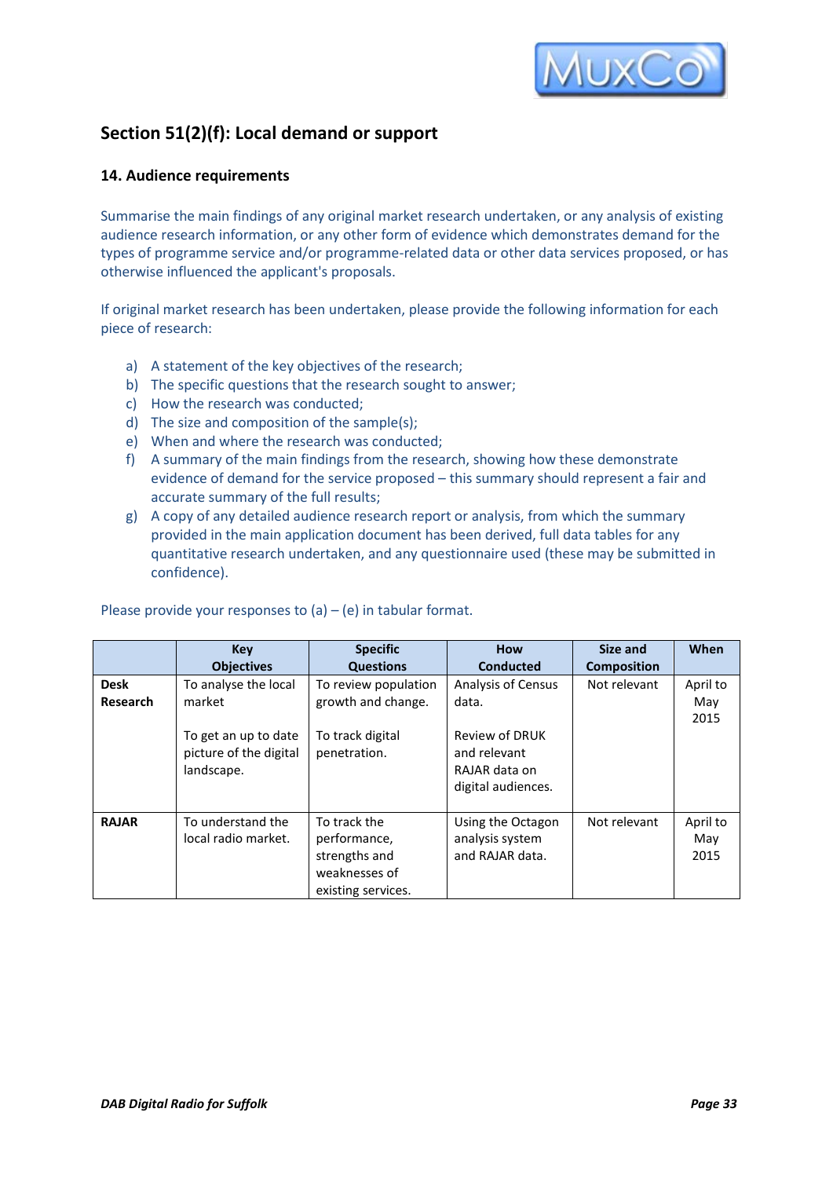## Section 51(2)(f): Local demand or support

### 14. Audience requirements

Summarise the main findings of any original market research undertaken, or any analysis of existing audience research information, or any other form of evidence which demonstrates demand for the types of programme service and/or programme-related data or other data services proposed, or has otherwise influenced the applicant's proposals.

If original market research has been undertaken, please provide the following information for each piece of research:

a) A statement of the key objectives of the research;
b) The specific questions that the research sought to answer;
c) How the research was conducted;
d) The size and composition of the sample(s);
e) When and where the research was conducted;
f) A summary of the main findings from the research, showing how these demonstrate evidence of demand for the service proposed – this summary should represent a fair and accurate summary of the full results;
g) A copy of any detailed audience research report or analysis, from which the summary provided in the main application document has been derived, full data tables for any quantitative research undertaken, and any questionnaire used (these may be submitted in confidence).

Please provide your responses to (a) – (e) in tabular format.

| | Key Objectives | Specific Questions | How Conducted | Size and Composition | When |
|---|---|---|---|---|---|
| **Desk Research** | To analyse the local market<br><br>To get an up to date picture of the digital landscape. | To review population growth and change.<br><br>To track digital penetration. | Analysis of Census data.<br><br>Review of DRUK and relevant RAJAR data on digital audiences. | Not relevant | April to May 2015 |
| **RAJAR** | To understand the local radio market. | To track the performance, strengths and weaknesses of existing services. | Using the Octagon analysis system and RAJAR data. | Not relevant | April to May 2015 |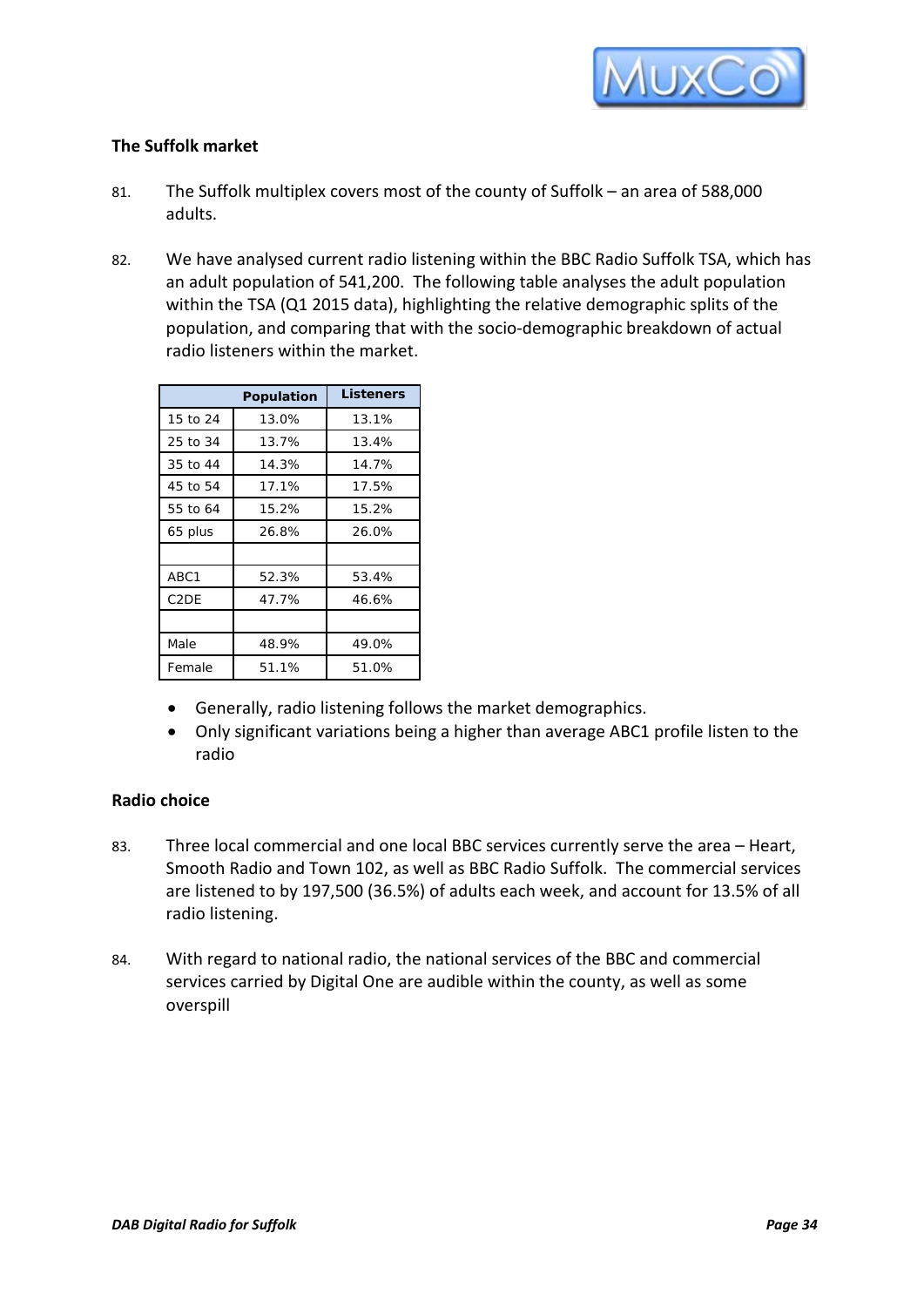### The Suffolk market

81. The Suffolk multiplex covers most of the county of Suffolk – an area of 588,000 adults.

82. We have analysed current radio listening within the BBC Radio Suffolk TSA, which has an adult population of 541,200. The following table analyses the adult population within the TSA (Q1 2015 data), highlighting the relative demographic splits of the population, and comparing that with the socio-demographic breakdown of actual radio listeners within the market.

| | Population | Listeners |
|---|---|---|
| 15 to 24 | 13.0% | 13.1% |
| 25 to 34 | 13.7% | 13.4% |
| 35 to 44 | 14.3% | 14.7% |
| 45 to 54 | 17.1% | 17.5% |
| 55 to 64 | 15.2% | 15.2% |
| 65 plus | 26.8% | 26.0% |
| | | |
| ABC1 | 52.3% | 53.4% |
| C2DE | 47.7% | 46.6% |
| | | |
| Male | 48.9% | 49.0% |
| Female | 51.1% | 51.0% |

- Generally, radio listening follows the market demographics.
- Only significant variations being a higher than average ABC1 profile listen to the radio

### Radio choice

83. Three local commercial and one local BBC services currently serve the area – Heart, Smooth Radio and Town 102, as well as BBC Radio Suffolk. The commercial services are listened to by 197,500 (36.5%) of adults each week, and account for 13.5% of all radio listening.

84. With regard to national radio, the national services of the BBC and commercial services carried by Digital One are audible within the county, as well as some overspill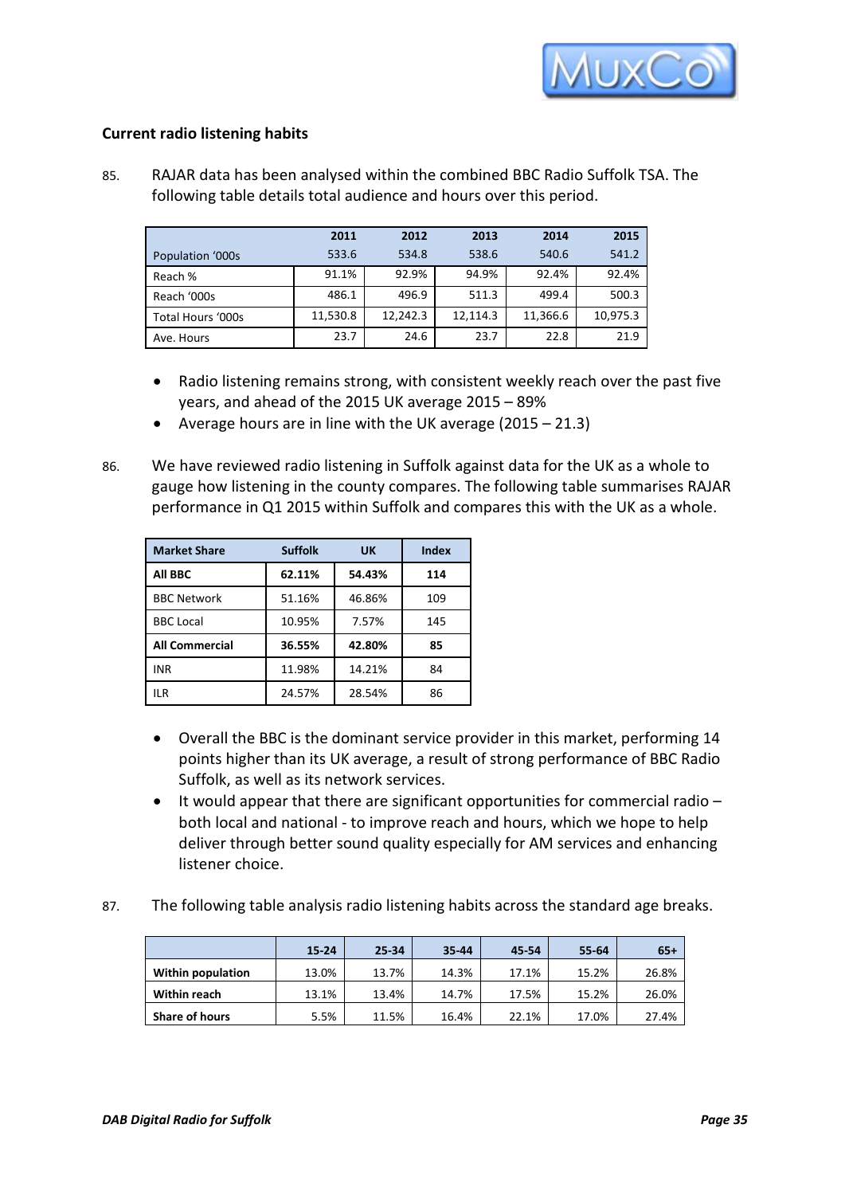**Current radio listening habits**

85. RAJAR data has been analysed within the combined BBC Radio Suffolk TSA. The following table details total audience and hours over this period.

| Population '000s | 2011<br>533.6 | 2012<br>534.8 | 2013<br>538.6 | 2014<br>540.6 | 2015<br>541.2 |
|---|---|---|---|---|---|
| Reach % | 91.1% | 92.9% | 94.9% | 92.4% | 92.4% |
| Reach '000s | 486.1 | 496.9 | 511.3 | 499.4 | 500.3 |
| Total Hours '000s | 11,530.8 | 12,242.3 | 12,114.3 | 11,366.6 | 10,975.3 |
| Ave. Hours | 23.7 | 24.6 | 23.7 | 22.8 | 21.9 |

- Radio listening remains strong, with consistent weekly reach over the past five years, and ahead of the 2015 UK average 2015 – 89%
- Average hours are in line with the UK average (2015 – 21.3)

86. We have reviewed radio listening in Suffolk against data for the UK as a whole to gauge how listening in the county compares. The following table summarises RAJAR performance in Q1 2015 within Suffolk and compares this with the UK as a whole.

| Market Share | Suffolk | UK | Index |
|---|---|---|---|
| **All BBC** | **62.11%** | **54.43%** | **114** |
| BBC Network | 51.16% | 46.86% | 109 |
| BBC Local | 10.95% | 7.57% | 145 |
| **All Commercial** | **36.55%** | **42.80%** | **85** |
| INR | 11.98% | 14.21% | 84 |
| ILR | 24.57% | 28.54% | 86 |

- Overall the BBC is the dominant service provider in this market, performing 14 points higher than its UK average, a result of strong performance of BBC Radio Suffolk, as well as its network services.
- It would appear that there are significant opportunities for commercial radio – both local and national - to improve reach and hours, which we hope to help deliver through better sound quality especially for AM services and enhancing listener choice.

87. The following table analysis radio listening habits across the standard age breaks.

| | 15-24 | 25-34 | 35-44 | 45-54 | 55-64 | 65+ |
|---|---|---|---|---|---|---|
| **Within population** | 13.0% | 13.7% | 14.3% | 17.1% | 15.2% | 26.8% |
| **Within reach** | 13.1% | 13.4% | 14.7% | 17.5% | 15.2% | 26.0% |
| **Share of hours** | 5.5% | 11.5% | 16.4% | 22.1% | 17.0% | 27.4% |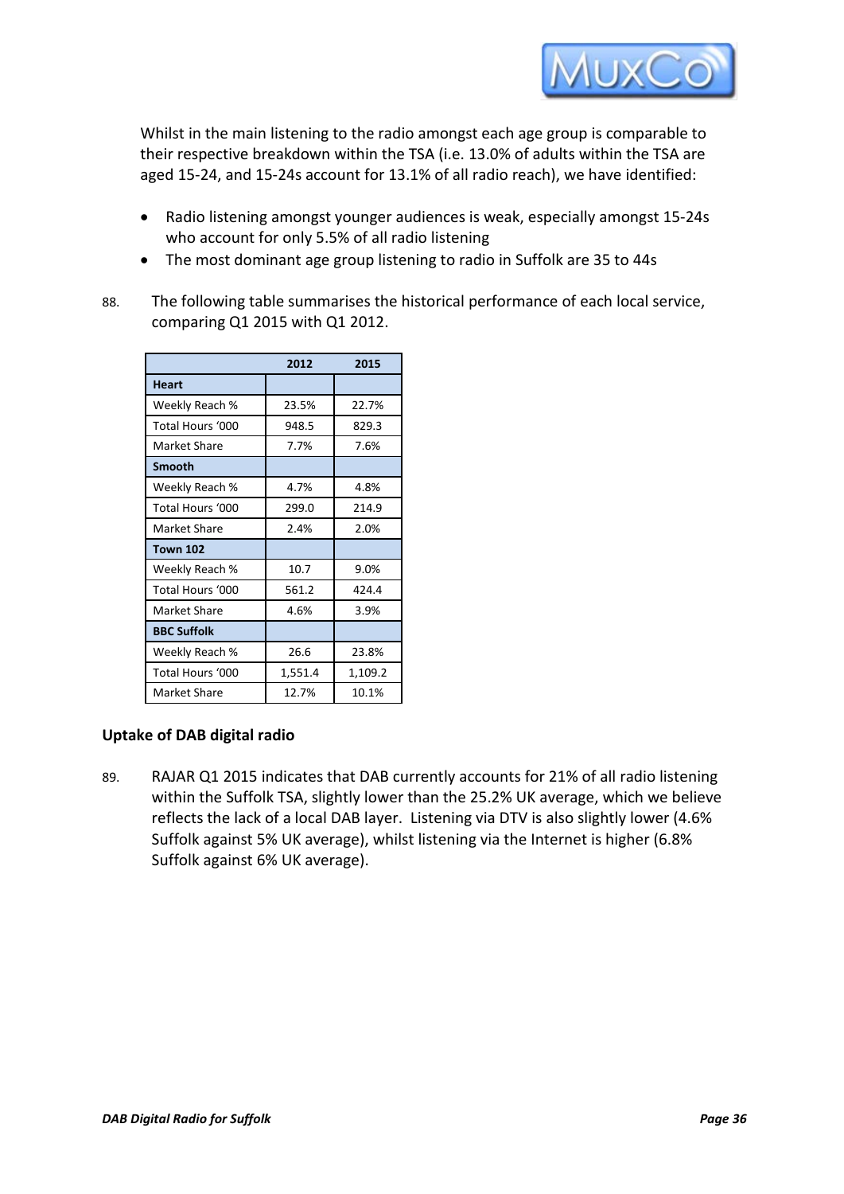Whilst in the main listening to the radio amongst each age group is comparable to their respective breakdown within the TSA (i.e. 13.0% of adults within the TSA are aged 15-24, and 15-24s account for 13.1% of all radio reach), we have identified:

- Radio listening amongst younger audiences is weak, especially amongst 15-24s who account for only 5.5% of all radio listening
- The most dominant age group listening to radio in Suffolk are 35 to 44s

88. The following table summarises the historical performance of each local service, comparing Q1 2015 with Q1 2012.

| | 2012 | 2015 |
|---|---|---|
| **Heart** | | |
| Weekly Reach % | 23.5% | 22.7% |
| Total Hours '000 | 948.5 | 829.3 |
| Market Share | 7.7% | 7.6% |
| **Smooth** | | |
| Weekly Reach % | 4.7% | 4.8% |
| Total Hours '000 | 299.0 | 214.9 |
| Market Share | 2.4% | 2.0% |
| **Town 102** | | |
| Weekly Reach % | 10.7 | 9.0% |
| Total Hours '000 | 561.2 | 424.4 |
| Market Share | 4.6% | 3.9% |
| **BBC Suffolk** | | |
| Weekly Reach % | 26.6 | 23.8% |
| Total Hours '000 | 1,551.4 | 1,109.2 |
| Market Share | 12.7% | 10.1% |

### Uptake of DAB digital radio

89. RAJAR Q1 2015 indicates that DAB currently accounts for 21% of all radio listening within the Suffolk TSA, slightly lower than the 25.2% UK average, which we believe reflects the lack of a local DAB layer. Listening via DTV is also slightly lower (4.6% Suffolk against 5% UK average), whilst listening via the Internet is higher (6.8% Suffolk against 6% UK average).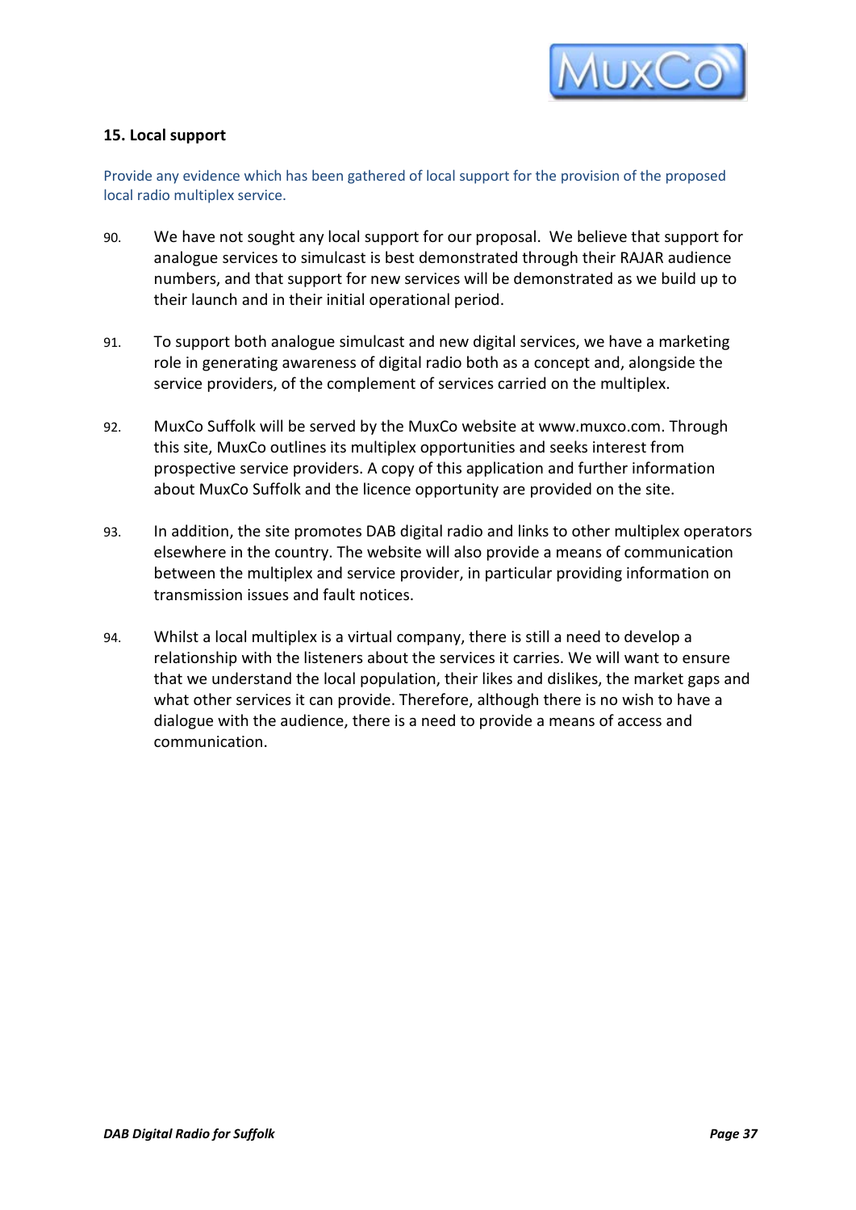## 15. Local support

Provide any evidence which has been gathered of local support for the provision of the proposed local radio multiplex service.

90. We have not sought any local support for our proposal. We believe that support for analogue services to simulcast is best demonstrated through their RAJAR audience numbers, and that support for new services will be demonstrated as we build up to their launch and in their initial operational period.

91. To support both analogue simulcast and new digital services, we have a marketing role in generating awareness of digital radio both as a concept and, alongside the service providers, of the complement of services carried on the multiplex.

92. MuxCo Suffolk will be served by the MuxCo website at www.muxco.com. Through this site, MuxCo outlines its multiplex opportunities and seeks interest from prospective service providers. A copy of this application and further information about MuxCo Suffolk and the licence opportunity are provided on the site.

93. In addition, the site promotes DAB digital radio and links to other multiplex operators elsewhere in the country. The website will also provide a means of communication between the multiplex and service provider, in particular providing information on transmission issues and fault notices.

94. Whilst a local multiplex is a virtual company, there is still a need to develop a relationship with the listeners about the services it carries. We will want to ensure that we understand the local population, their likes and dislikes, the market gaps and what other services it can provide. Therefore, although there is no wish to have a dialogue with the audience, there is a need to provide a means of access and communication.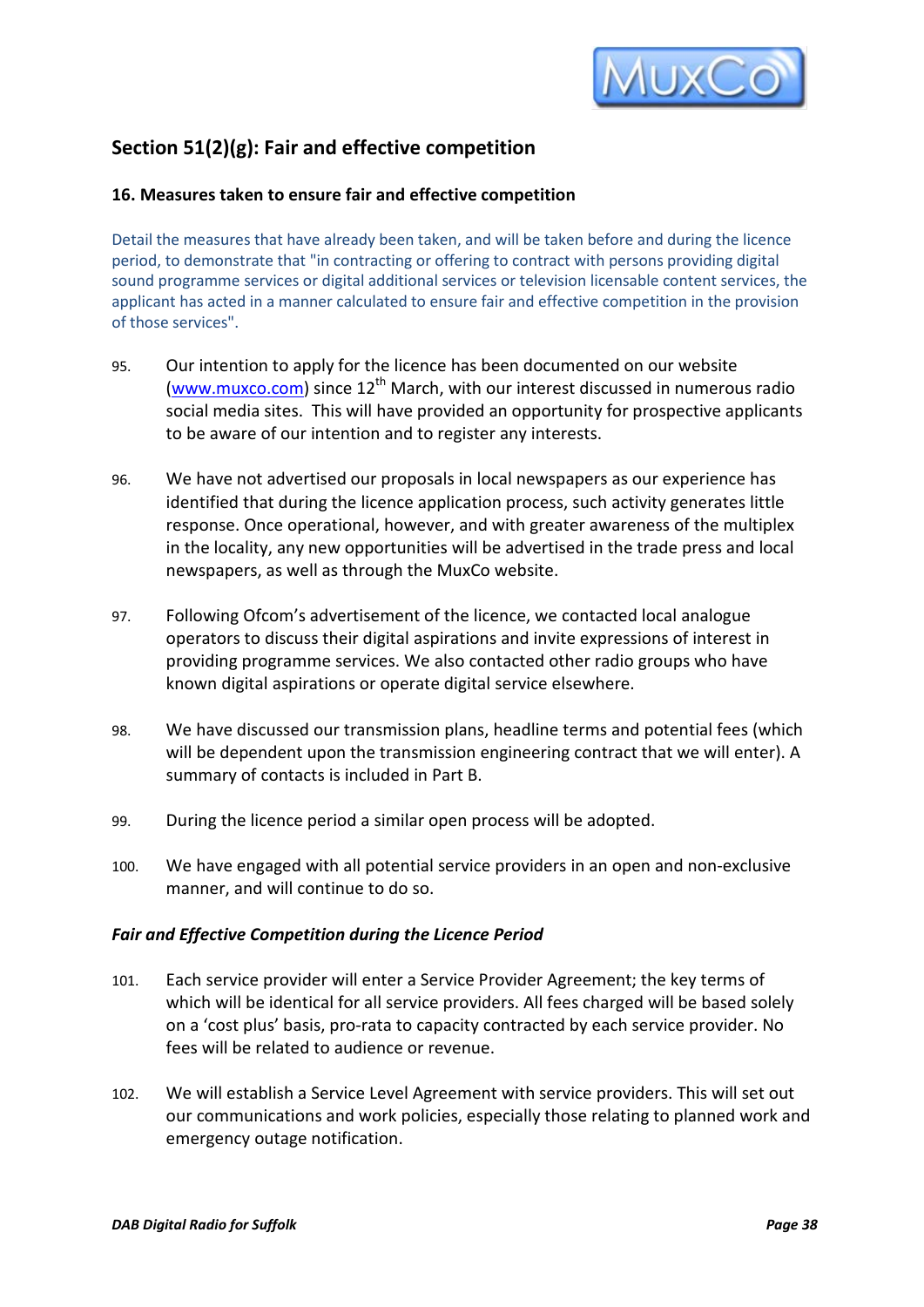## Section 51(2)(g): Fair and effective competition

### 16. Measures taken to ensure fair and effective competition

Detail the measures that have already been taken, and will be taken before and during the licence period, to demonstrate that "in contracting or offering to contract with persons providing digital sound programme services or digital additional services or television licensable content services, the applicant has acted in a manner calculated to ensure fair and effective competition in the provision of those services".

95. Our intention to apply for the licence has been documented on our website (www.muxco.com) since 12th March, with our interest discussed in numerous radio social media sites. This will have provided an opportunity for prospective applicants to be aware of our intention and to register any interests.

96. We have not advertised our proposals in local newspapers as our experience has identified that during the licence application process, such activity generates little response. Once operational, however, and with greater awareness of the multiplex in the locality, any new opportunities will be advertised in the trade press and local newspapers, as well as through the MuxCo website.

97. Following Ofcom's advertisement of the licence, we contacted local analogue operators to discuss their digital aspirations and invite expressions of interest in providing programme services. We also contacted other radio groups who have known digital aspirations or operate digital service elsewhere.

98. We have discussed our transmission plans, headline terms and potential fees (which will be dependent upon the transmission engineering contract that we will enter). A summary of contacts is included in Part B.

99. During the licence period a similar open process will be adopted.

100. We have engaged with all potential service providers in an open and non-exclusive manner, and will continue to do so.

#### *Fair and Effective Competition during the Licence Period*

101. Each service provider will enter a Service Provider Agreement; the key terms of which will be identical for all service providers. All fees charged will be based solely on a 'cost plus' basis, pro-rata to capacity contracted by each service provider. No fees will be related to audience or revenue.

102. We will establish a Service Level Agreement with service providers. This will set out our communications and work policies, especially those relating to planned work and emergency outage notification.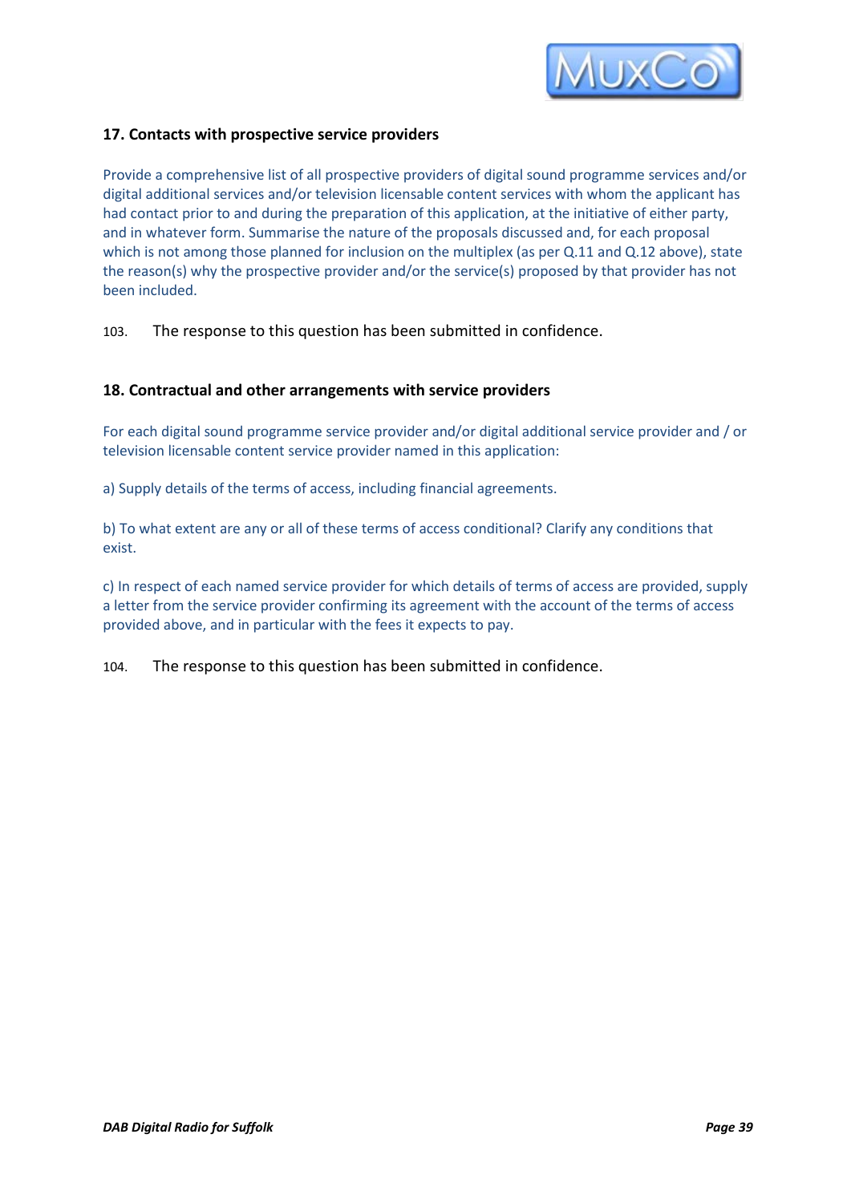### 17. Contacts with prospective service providers

Provide a comprehensive list of all prospective providers of digital sound programme services and/or digital additional services and/or television licensable content services with whom the applicant has had contact prior to and during the preparation of this application, at the initiative of either party, and in whatever form. Summarise the nature of the proposals discussed and, for each proposal which is not among those planned for inclusion on the multiplex (as per Q.11 and Q.12 above), state the reason(s) why the prospective provider and/or the service(s) proposed by that provider has not been included.

103. The response to this question has been submitted in confidence.

### 18. Contractual and other arrangements with service providers

For each digital sound programme service provider and/or digital additional service provider and / or television licensable content service provider named in this application:

a) Supply details of the terms of access, including financial agreements.

b) To what extent are any or all of these terms of access conditional? Clarify any conditions that exist.

c) In respect of each named service provider for which details of terms of access are provided, supply a letter from the service provider confirming its agreement with the account of the terms of access provided above, and in particular with the fees it expects to pay.

104. The response to this question has been submitted in confidence.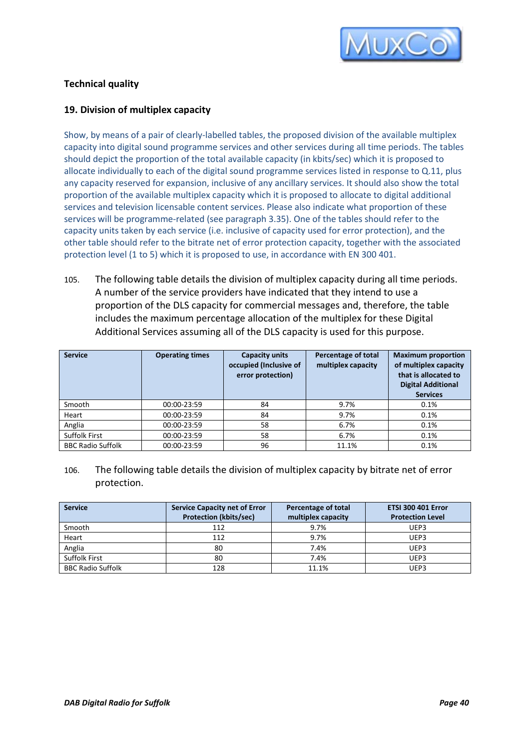## Technical quality

### 19. Division of multiplex capacity

Show, by means of a pair of clearly-labelled tables, the proposed division of the available multiplex capacity into digital sound programme services and other services during all time periods. The tables should depict the proportion of the total available capacity (in kbits/sec) which it is proposed to allocate individually to each of the digital sound programme services listed in response to Q.11, plus any capacity reserved for expansion, inclusive of any ancillary services. It should also show the total proportion of the available multiplex capacity which it is proposed to allocate to digital additional services and television licensable content services. Please also indicate what proportion of these services will be programme-related (see paragraph 3.35). One of the tables should refer to the capacity units taken by each service (i.e. inclusive of capacity used for error protection), and the other table should refer to the bitrate net of error protection capacity, together with the associated protection level (1 to 5) which it is proposed to use, in accordance with EN 300 401.

105. The following table details the division of multiplex capacity during all time periods. A number of the service providers have indicated that they intend to use a proportion of the DLS capacity for commercial messages and, therefore, the table includes the maximum percentage allocation of the multiplex for these Digital Additional Services assuming all of the DLS capacity is used for this purpose.

| Service | Operating times | Capacity units occupied (Inclusive of error protection) | Percentage of total multiplex capacity | Maximum proportion of multiplex capacity that is allocated to Digital Additional Services |
|---|---|---|---|---|
| Smooth | 00:00-23:59 | 84 | 9.7% | 0.1% |
| Heart | 00:00-23:59 | 84 | 9.7% | 0.1% |
| Anglia | 00:00-23:59 | 58 | 6.7% | 0.1% |
| Suffolk First | 00:00-23:59 | 58 | 6.7% | 0.1% |
| BBC Radio Suffolk | 00:00-23:59 | 96 | 11.1% | 0.1% |

106. The following table details the division of multiplex capacity by bitrate net of error protection.

| Service | Service Capacity net of Error Protection (kbits/sec) | Percentage of total multiplex capacity | ETSI 300 401 Error Protection Level |
|---|---|---|---|
| Smooth | 112 | 9.7% | UEP3 |
| Heart | 112 | 9.7% | UEP3 |
| Anglia | 80 | 7.4% | UEP3 |
| Suffolk First | 80 | 7.4% | UEP3 |
| BBC Radio Suffolk | 128 | 11.1% | UEP3 |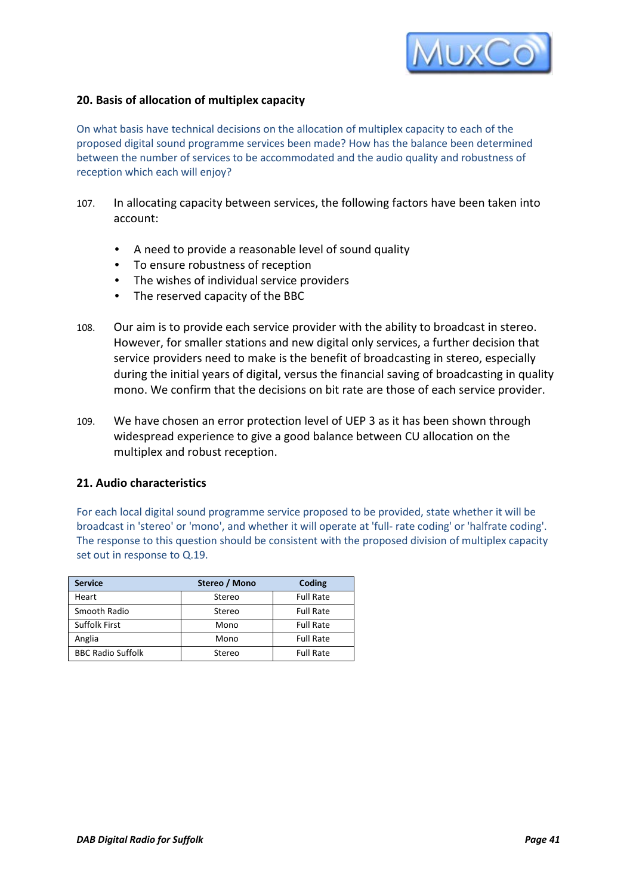## 20. Basis of allocation of multiplex capacity

On what basis have technical decisions on the allocation of multiplex capacity to each of the proposed digital sound programme services been made? How has the balance been determined between the number of services to be accommodated and the audio quality and robustness of reception which each will enjoy?

107. In allocating capacity between services, the following factors have been taken into account:

- A need to provide a reasonable level of sound quality
- To ensure robustness of reception
- The wishes of individual service providers
- The reserved capacity of the BBC

108. Our aim is to provide each service provider with the ability to broadcast in stereo. However, for smaller stations and new digital only services, a further decision that service providers need to make is the benefit of broadcasting in stereo, especially during the initial years of digital, versus the financial saving of broadcasting in quality mono. We confirm that the decisions on bit rate are those of each service provider.

109. We have chosen an error protection level of UEP 3 as it has been shown through widespread experience to give a good balance between CU allocation on the multiplex and robust reception.

## 21. Audio characteristics

For each local digital sound programme service proposed to be provided, state whether it will be broadcast in 'stereo' or 'mono', and whether it will operate at 'full- rate coding' or 'halfrate coding'. The response to this question should be consistent with the proposed division of multiplex capacity set out in response to Q.19.

| Service | Stereo / Mono | Coding |
|---|---|---|
| Heart | Stereo | Full Rate |
| Smooth Radio | Stereo | Full Rate |
| Suffolk First | Mono | Full Rate |
| Anglia | Mono | Full Rate |
| BBC Radio Suffolk | Stereo | Full Rate |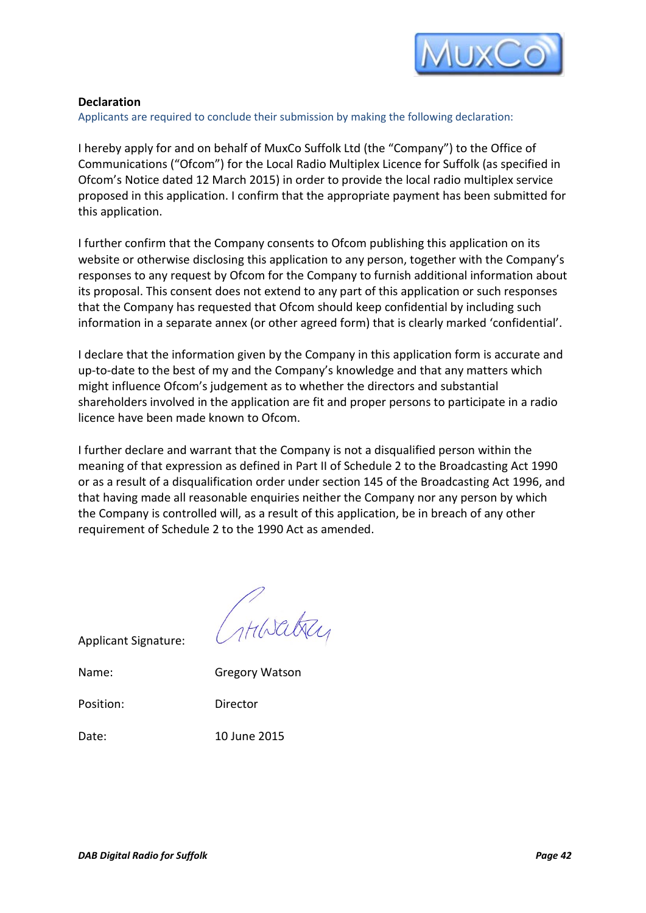**Declaration**

Applicants are required to conclude their submission by making the following declaration:

I hereby apply for and on behalf of MuxCo Suffolk Ltd (the "Company") to the Office of Communications ("Ofcom") for the Local Radio Multiplex Licence for Suffolk (as specified in Ofcom's Notice dated 12 March 2015) in order to provide the local radio multiplex service proposed in this application. I confirm that the appropriate payment has been submitted for this application.

I further confirm that the Company consents to Ofcom publishing this application on its website or otherwise disclosing this application to any person, together with the Company's responses to any request by Ofcom for the Company to furnish additional information about its proposal. This consent does not extend to any part of this application or such responses that the Company has requested that Ofcom should keep confidential by including such information in a separate annex (or other agreed form) that is clearly marked 'confidential'.

I declare that the information given by the Company in this application form is accurate and up-to-date to the best of my and the Company's knowledge and that any matters which might influence Ofcom's judgement as to whether the directors and substantial shareholders involved in the application are fit and proper persons to participate in a radio licence have been made known to Ofcom.

I further declare and warrant that the Company is not a disqualified person within the meaning of that expression as defined in Part II of Schedule 2 to the Broadcasting Act 1990 or as a result of a disqualification order under section 145 of the Broadcasting Act 1996, and that having made all reasonable enquiries neither the Company nor any person by which the Company is controlled will, as a result of this application, be in breach of any other requirement of Schedule 2 to the 1990 Act as amended.

Applicant Signature: GHWatson

Name: Gregory Watson

Position: Director

Date: 10 June 2015